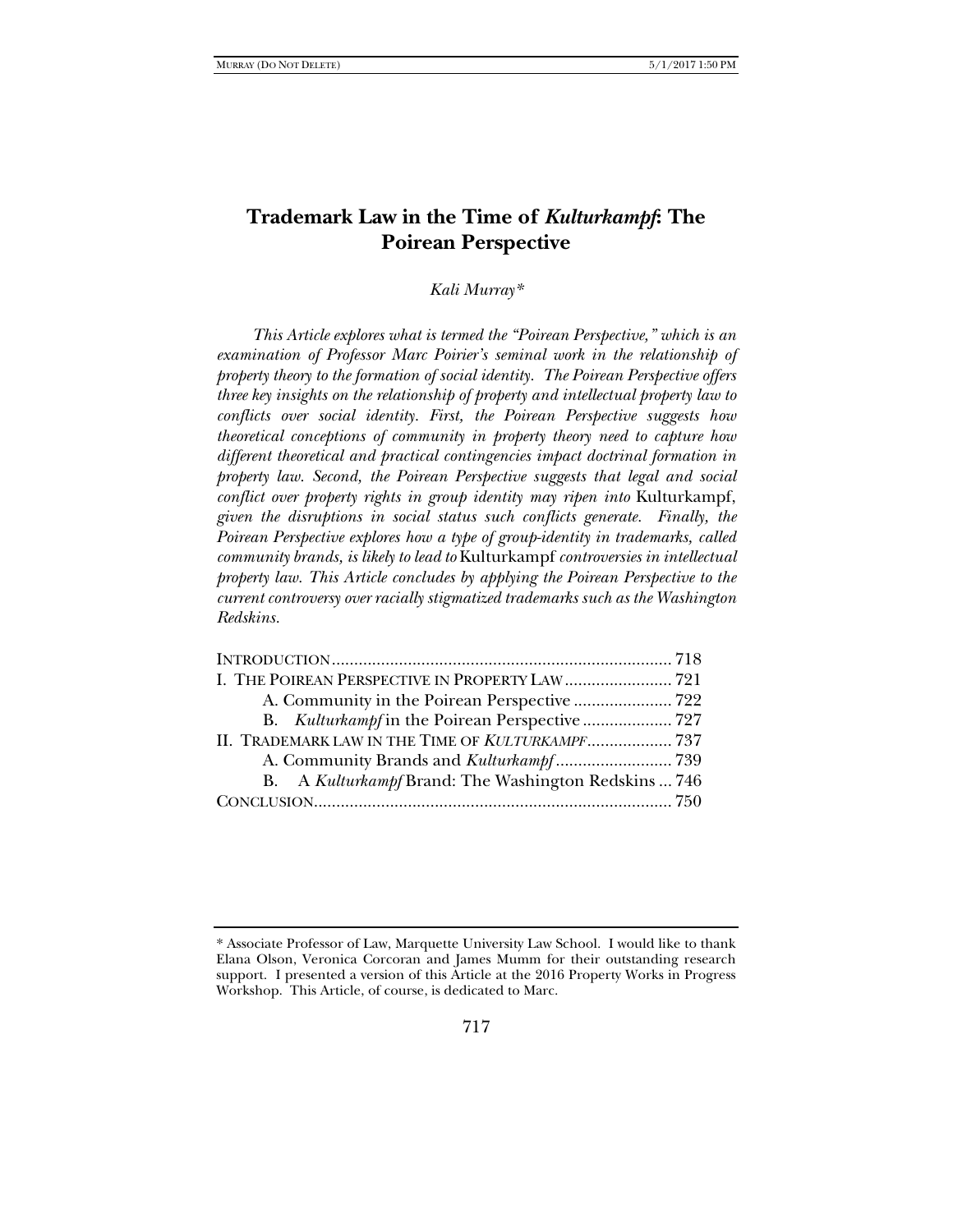# Trademark Law in the Time of *Kulturkampf*: The Poirean Perspective

*Kali Murray\**

*This Article explores what is termed the "Poirean Perspective," which is an examination of Professor Marc Poirier's seminal work in the relationship of property theory to the formation of social identity. The Poirean Perspective offers three key insights on the relationship of property and intellectual property law to conflicts over social identity. First, the Poirean Perspective suggests how theoretical conceptions of community in property theory need to capture how different theoretical and practical contingencies impact doctrinal formation in property law. Second, the Poirean Perspective suggests that legal and social conflict over property rights in group identity may ripen into* Kulturkampf, *given the disruptions in social status such conflicts generate. Finally, the Poirean Perspective explores how a type of group-identity in trademarks, called community brands, is likely to lead to* Kulturkampf *controversies in intellectual property law. This Article concludes by applying the Poirean Perspective to the current controversy over racially stigmatized trademarks such as the Washington Redskins.*

| | |
|---|---|
| INTRODUCTION | 718 |
| I. THE POIREAN PERSPECTIVE IN PROPERTY LAW | 721 |
| A. Community in the Poirean Perspective | 722 |
| B. *Kulturkampf* in the Poirean Perspective | 727 |
| II. TRADEMARK LAW IN THE TIME OF *KULTURKAMPF* | 737 |
| A. Community Brands and *Kulturkampf* | 739 |
| B. A *Kulturkampf* Brand: The Washington Redskins | 746 |
| CONCLUSION | 750 |

\* Associate Professor of Law, Marquette University Law School. I would like to thank Elana Olson, Veronica Corcoran and James Mumm for their outstanding research support. I presented a version of this Article at the 2016 Property Works in Progress Workshop. This Article, of course, is dedicated to Marc.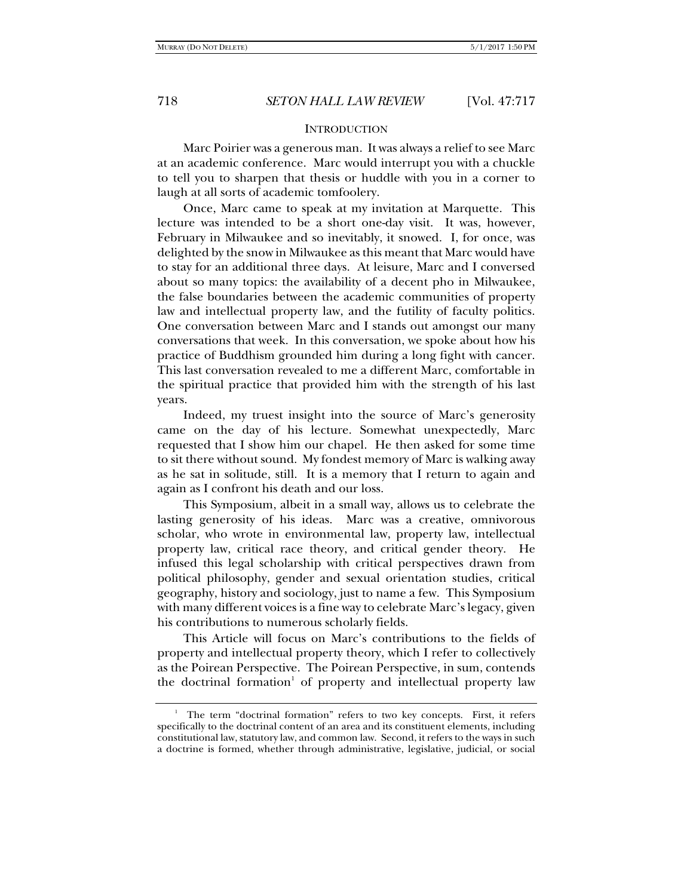## INTRODUCTION

Marc Poirier was a generous man. It was always a relief to see Marc at an academic conference. Marc would interrupt you with a chuckle to tell you to sharpen that thesis or huddle with you in a corner to laugh at all sorts of academic tomfoolery.

Once, Marc came to speak at my invitation at Marquette. This lecture was intended to be a short one-day visit. It was, however, February in Milwaukee and so inevitably, it snowed. I, for once, was delighted by the snow in Milwaukee as this meant that Marc would have to stay for an additional three days. At leisure, Marc and I conversed about so many topics: the availability of a decent pho in Milwaukee, the false boundaries between the academic communities of property law and intellectual property law, and the futility of faculty politics. One conversation between Marc and I stands out amongst our many conversations that week. In this conversation, we spoke about how his practice of Buddhism grounded him during a long fight with cancer. This last conversation revealed to me a different Marc, comfortable in the spiritual practice that provided him with the strength of his last years.

Indeed, my truest insight into the source of Marc's generosity came on the day of his lecture. Somewhat unexpectedly, Marc requested that I show him our chapel. He then asked for some time to sit there without sound. My fondest memory of Marc is walking away as he sat in solitude, still. It is a memory that I return to again and again as I confront his death and our loss.

This Symposium, albeit in a small way, allows us to celebrate the lasting generosity of his ideas. Marc was a creative, omnivorous scholar, who wrote in environmental law, property law, intellectual property law, critical race theory, and critical gender theory. He infused this legal scholarship with critical perspectives drawn from political philosophy, gender and sexual orientation studies, critical geography, history and sociology, just to name a few. This Symposium with many different voices is a fine way to celebrate Marc's legacy, given his contributions to numerous scholarly fields.

This Article will focus on Marc's contributions to the fields of property and intellectual property theory, which I refer to collectively as the Poirean Perspective. The Poirean Perspective, in sum, contends the doctrinal formation[1] of property and intellectual property law

---

[1] The term "doctrinal formation" refers to two key concepts. First, it refers specifically to the doctrinal content of an area and its constituent elements, including constitutional law, statutory law, and common law. Second, it refers to the ways in such a doctrine is formed, whether through administrative, legislative, judicial, or social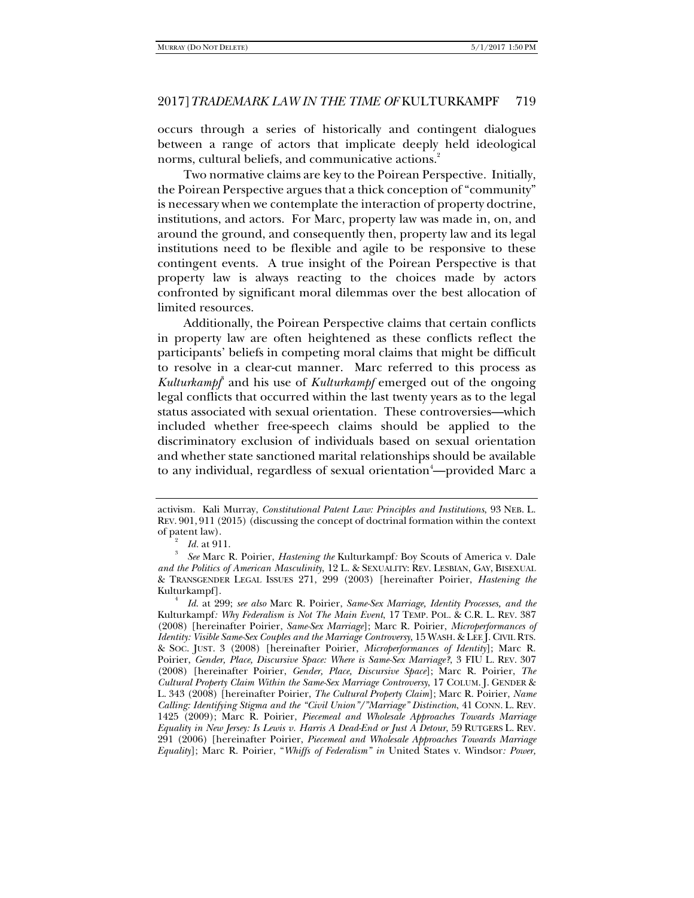occurs through a series of historically and contingent dialogues between a range of actors that implicate deeply held ideological norms, cultural beliefs, and communicative actions.[2]

Two normative claims are key to the Poirean Perspective. Initially, the Poirean Perspective argues that a thick conception of "community" is necessary when we contemplate the interaction of property doctrine, institutions, and actors. For Marc, property law was made in, on, and around the ground, and consequently then, property law and its legal institutions need to be flexible and agile to be responsive to these contingent events. A true insight of the Poirean Perspective is that property law is always reacting to the choices made by actors confronted by significant moral dilemmas over the best allocation of limited resources.

Additionally, the Poirean Perspective claims that certain conflicts in property law are often heightened as these conflicts reflect the participants' beliefs in competing moral claims that might be difficult to resolve in a clear-cut manner. Marc referred to this process as *Kulturkampf*[3] and his use of *Kulturkampf* emerged out of the ongoing legal conflicts that occurred within the last twenty years as to the legal status associated with sexual orientation. These controversies—which included whether free-speech claims should be applied to the discriminatory exclusion of individuals based on sexual orientation and whether state sanctioned marital relationships should be available to any individual, regardless of sexual orientation[4]—provided Marc a

---

activism. Kali Murray, *Constitutional Patent Law: Principles and Institutions*, 93 NEB. L. REV. 901, 911 (2015) (discussing the concept of doctrinal formation within the context of patent law).

[2] *Id.* at 911.

[3] *See* Marc R. Poirier, *Hastening the* Kulturkampf*:* Boy Scouts of America v. Dale *and the Politics of American Masculinity*, 12 L. & SEXUALITY: REV. LESBIAN, GAY, BISEXUAL & TRANSGENDER LEGAL ISSUES 271, 299 (2003) [hereinafter Poirier, *Hastening the* Kulturkampf].

[4] *Id.* at 299; *see also* Marc R. Poirier, *Same-Sex Marriage, Identity Processes, and the* Kulturkampf*: Why Federalism is Not The Main Event*, 17 TEMP. POL. & C.R. L. REV. 387 (2008) [hereinafter Poirier, *Same-Sex Marriage*]; Marc R. Poirier, *Microperformances of Identity: Visible Same-Sex Couples and the Marriage Controversy*, 15 WASH. & LEE J. CIVIL RTS. & SOC. JUST. 3 (2008) [hereinafter Poirier, *Microperformances of Identity*]; Marc R. Poirier, *Gender, Place, Discursive Space: Where is Same-Sex Marriage?*, 3 FIU L. REV. 307 (2008) [hereinafter Poirier, *Gender, Place, Discursive Space*]; Marc R. Poirier, *The Cultural Property Claim Within the Same-Sex Marriage Controversy*, 17 COLUM. J. GENDER & L. 343 (2008) [hereinafter Poirier, *The Cultural Property Claim*]; Marc R. Poirier, *Name Calling: Identifying Stigma and the "Civil Union"/"Marriage" Distinction*, 41 CONN. L. REV. 1425 (2009); Marc R. Poirier, *Piecemeal and Wholesale Approaches Towards Marriage Equality in New Jersey: Is Lewis v. Harris A Dead-End or Just A Detour*, 59 RUTGERS L. REV. 291 (2006) [hereinafter Poirier, *Piecemeal and Wholesale Approaches Towards Marriage Equality*]; Marc R. Poirier, "*Whiffs of Federalism" in* United States v. Windsor*: Power,*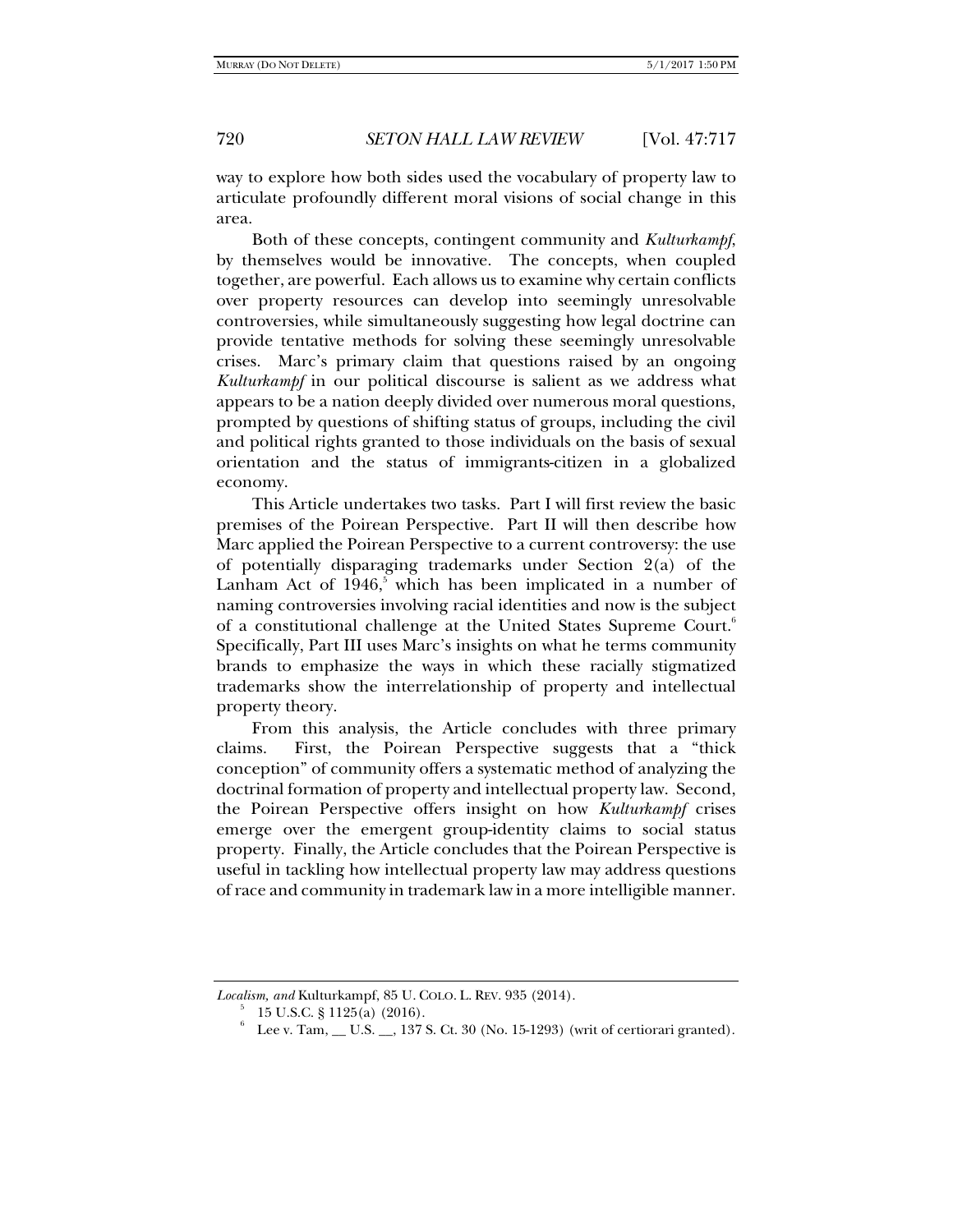way to explore how both sides used the vocabulary of property law to articulate profoundly different moral visions of social change in this area.

Both of these concepts, contingent community and *Kulturkampf*, by themselves would be innovative. The concepts, when coupled together, are powerful. Each allows us to examine why certain conflicts over property resources can develop into seemingly unresolvable controversies, while simultaneously suggesting how legal doctrine can provide tentative methods for solving these seemingly unresolvable crises. Marc's primary claim that questions raised by an ongoing *Kulturkampf* in our political discourse is salient as we address what appears to be a nation deeply divided over numerous moral questions, prompted by questions of shifting status of groups, including the civil and political rights granted to those individuals on the basis of sexual orientation and the status of immigrants-citizen in a globalized economy.

This Article undertakes two tasks. Part I will first review the basic premises of the Poirean Perspective. Part II will then describe how Marc applied the Poirean Perspective to a current controversy: the use of potentially disparaging trademarks under Section 2(a) of the Lanham Act of 1946,[5] which has been implicated in a number of naming controversies involving racial identities and now is the subject of a constitutional challenge at the United States Supreme Court.[6] Specifically, Part III uses Marc's insights on what he terms community brands to emphasize the ways in which these racially stigmatized trademarks show the interrelationship of property and intellectual property theory.

From this analysis, the Article concludes with three primary claims. First, the Poirean Perspective suggests that a "thick conception" of community offers a systematic method of analyzing the doctrinal formation of property and intellectual property law. Second, the Poirean Perspective offers insight on how *Kulturkampf* crises emerge over the emergent group-identity claims to social status property. Finally, the Article concludes that the Poirean Perspective is useful in tackling how intellectual property law may address questions of race and community in trademark law in a more intelligible manner.

---

*Localism, and* Kulturkampf, 85 U. COLO. L. REV. 935 (2014).

[5] 15 U.S.C. § 1125(a) (2016).

[6] Lee v. Tam, __ U.S. __, 137 S. Ct. 30 (No. 15-1293) (writ of certiorari granted).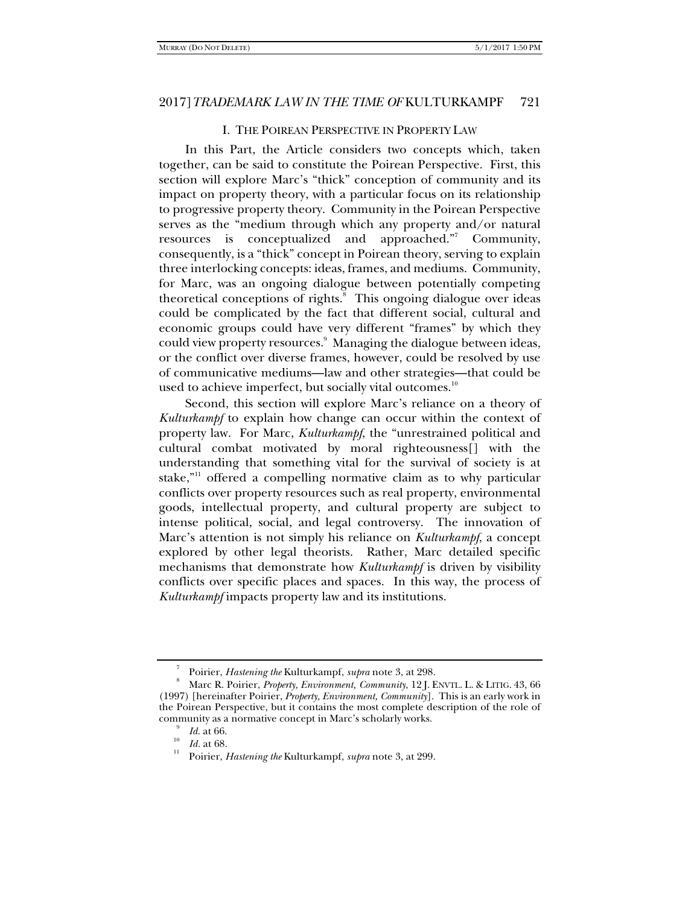## I. THE POIREAN PERSPECTIVE IN PROPERTY LAW

In this Part, the Article considers two concepts which, taken together, can be said to constitute the Poirean Perspective. First, this section will explore Marc's "thick" conception of community and its impact on property theory, with a particular focus on its relationship to progressive property theory. Community in the Poirean Perspective serves as the "medium through which any property and/or natural resources is conceptualized and approached."[7] Community, consequently, is a "thick" concept in Poirean theory, serving to explain three interlocking concepts: ideas, frames, and mediums. Community, for Marc, was an ongoing dialogue between potentially competing theoretical conceptions of rights.[8] This ongoing dialogue over ideas could be complicated by the fact that different social, cultural and economic groups could have very different "frames" by which they could view property resources.[9] Managing the dialogue between ideas, or the conflict over diverse frames, however, could be resolved by use of communicative mediums—law and other strategies—that could be used to achieve imperfect, but socially vital outcomes.[10]

Second, this section will explore Marc's reliance on a theory of *Kulturkampf* to explain how change can occur within the context of property law. For Marc, *Kulturkampf*, the "unrestrained political and cultural combat motivated by moral righteousness[] with the understanding that something vital for the survival of society is at stake,"[11] offered a compelling normative claim as to why particular conflicts over property resources such as real property, environmental goods, intellectual property, and cultural property are subject to intense political, social, and legal controversy. The innovation of Marc's attention is not simply his reliance on *Kulturkampf*, a concept explored by other legal theorists. Rather, Marc detailed specific mechanisms that demonstrate how *Kulturkampf* is driven by visibility conflicts over specific places and spaces. In this way, the process of *Kulturkampf* impacts property law and its institutions.

---

[7] Poirier, *Hastening the* Kulturkampf, *supra* note 3, at 298.

[8] Marc R. Poirier, *Property, Environment, Community*, 12 J. ENVTL. L. & LITIG. 43, 66 (1997) [hereinafter Poirier, *Property, Environment, Community*]. This is an early work in the Poirean Perspective, but it contains the most complete description of the role of community as a normative concept in Marc's scholarly works.

[9] *Id.* at 66.

[10] *Id.* at 68.

[11] Poirier, *Hastening the* Kulturkampf, *supra* note 3, at 299.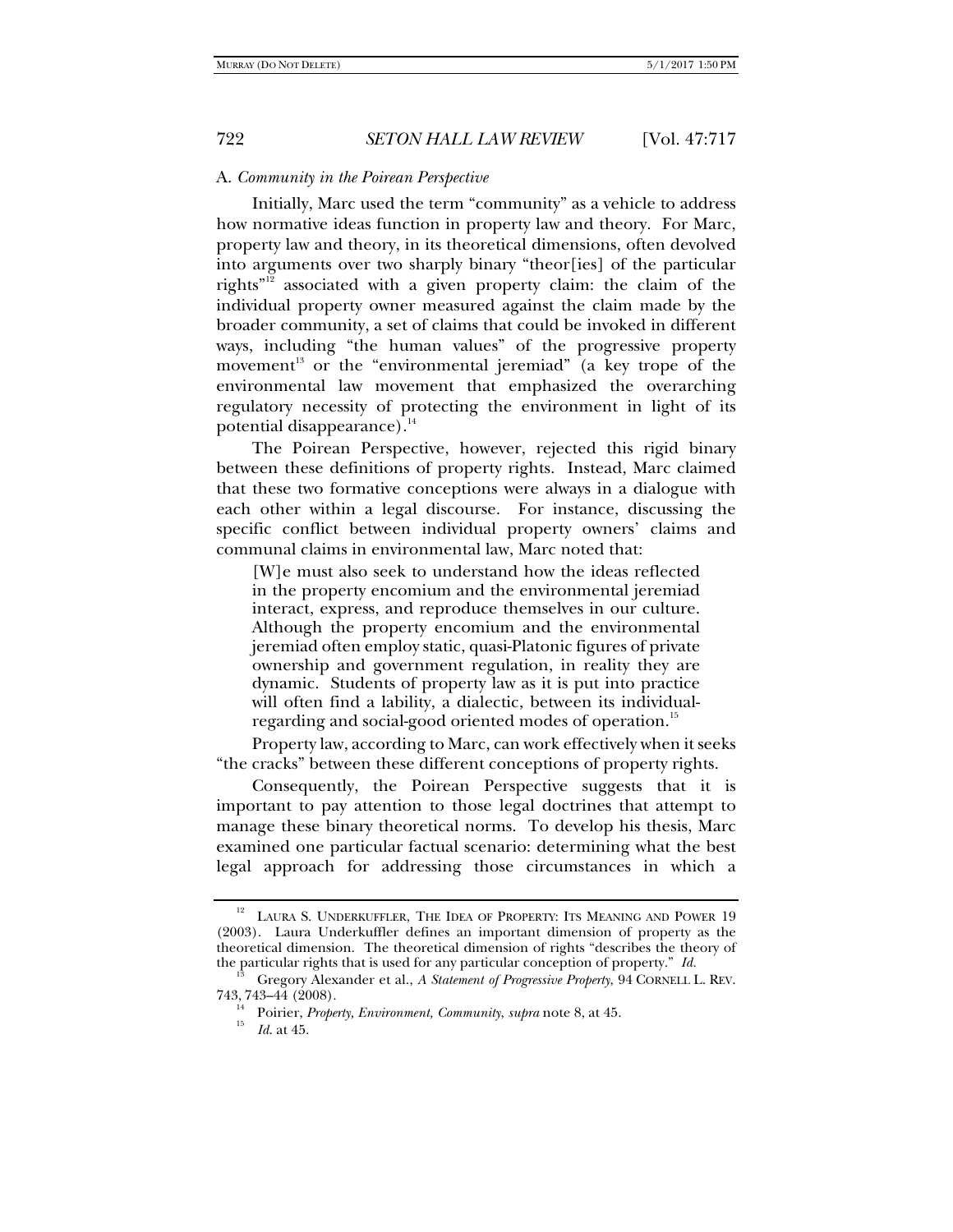### A. *Community in the Poirean Perspective*

Initially, Marc used the term "community" as a vehicle to address how normative ideas function in property law and theory. For Marc, property law and theory, in its theoretical dimensions, often devolved into arguments over two sharply binary "theor[ies] of the particular rights"[12] associated with a given property claim: the claim of the individual property owner measured against the claim made by the broader community, a set of claims that could be invoked in different ways, including "the human values" of the progressive property movement[13] or the "environmental jeremiad" (a key trope of the environmental law movement that emphasized the overarching regulatory necessity of protecting the environment in light of its potential disappearance).[14]

The Poirean Perspective, however, rejected this rigid binary between these definitions of property rights. Instead, Marc claimed that these two formative conceptions were always in a dialogue with each other within a legal discourse. For instance, discussing the specific conflict between individual property owners' claims and communal claims in environmental law, Marc noted that:

> [W]e must also seek to understand how the ideas reflected in the property encomium and the environmental jeremiad interact, express, and reproduce themselves in our culture. Although the property encomium and the environmental jeremiad often employ static, quasi-Platonic figures of private ownership and government regulation, in reality they are dynamic. Students of property law as it is put into practice will often find a lability, a dialectic, between its individual-regarding and social-good oriented modes of operation.[15]

Property law, according to Marc, can work effectively when it seeks "the cracks" between these different conceptions of property rights.

Consequently, the Poirean Perspective suggests that it is important to pay attention to those legal doctrines that attempt to manage these binary theoretical norms. To develop his thesis, Marc examined one particular factual scenario: determining what the best legal approach for addressing those circumstances in which a

---

[12] LAURA S. UNDERKUFFLER, THE IDEA OF PROPERTY: ITS MEANING AND POWER 19 (2003). Laura Underkuffler defines an important dimension of property as the theoretical dimension. The theoretical dimension of rights "describes the theory of the particular rights that is used for any particular conception of property." *Id.*

[13] Gregory Alexander et al., *A Statement of Progressive Property,* 94 CORNELL L. REV. 743, 743–44 (2008).

[14] Poirier, *Property, Environment, Community*, *supra* note 8, at 45.

[15] *Id.* at 45.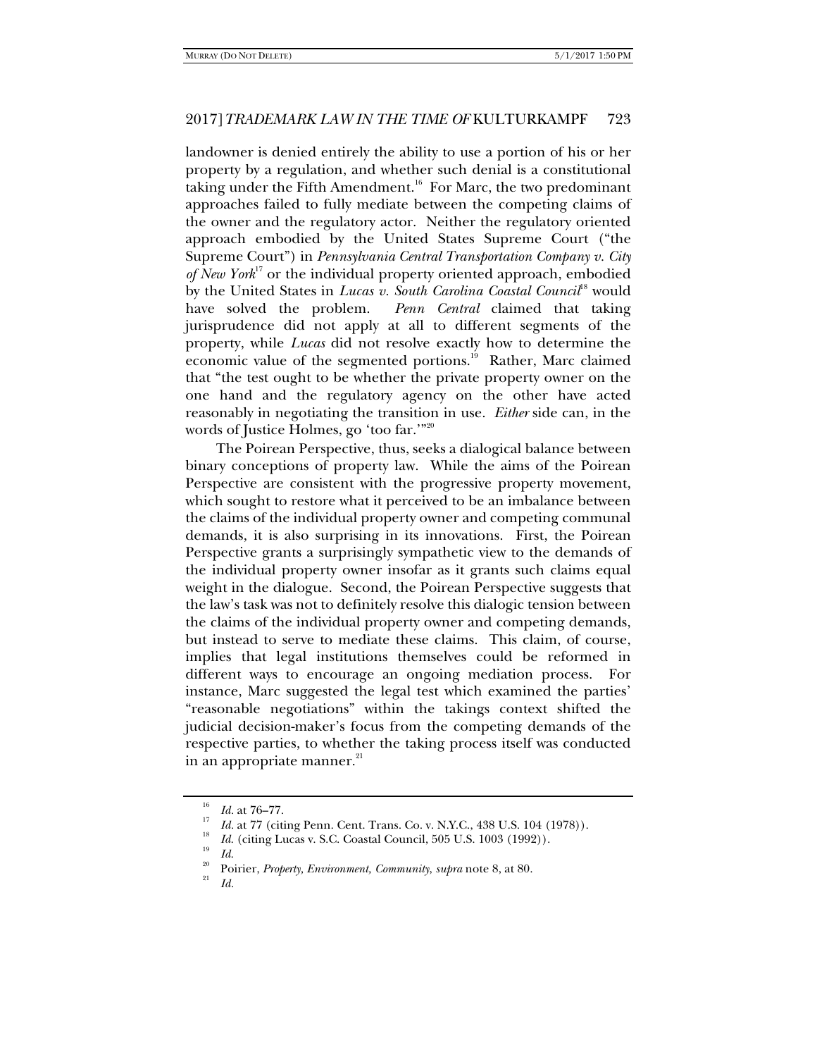landowner is denied entirely the ability to use a portion of his or her property by a regulation, and whether such denial is a constitutional taking under the Fifth Amendment.[16] For Marc, the two predominant approaches failed to fully mediate between the competing claims of the owner and the regulatory actor. Neither the regulatory oriented approach embodied by the United States Supreme Court ("the Supreme Court") in *Pennsylvania Central Transportation Company v. City of New York*[17] or the individual property oriented approach, embodied by the United States in *Lucas v. South Carolina Coastal Council*[18] would have solved the problem. *Penn Central* claimed that taking jurisprudence did not apply at all to different segments of the property, while *Lucas* did not resolve exactly how to determine the economic value of the segmented portions.[19] Rather, Marc claimed that "the test ought to be whether the private property owner on the one hand and the regulatory agency on the other have acted reasonably in negotiating the transition in use. *Either* side can, in the words of Justice Holmes, go 'too far.'"[20]

The Poirean Perspective, thus, seeks a dialogical balance between binary conceptions of property law. While the aims of the Poirean Perspective are consistent with the progressive property movement, which sought to restore what it perceived to be an imbalance between the claims of the individual property owner and competing communal demands, it is also surprising in its innovations. First, the Poirean Perspective grants a surprisingly sympathetic view to the demands of the individual property owner insofar as it grants such claims equal weight in the dialogue. Second, the Poirean Perspective suggests that the law's task was not to definitely resolve this dialogic tension between the claims of the individual property owner and competing demands, but instead to serve to mediate these claims. This claim, of course, implies that legal institutions themselves could be reformed in different ways to encourage an ongoing mediation process. For instance, Marc suggested the legal test which examined the parties' "reasonable negotiations" within the takings context shifted the judicial decision-maker's focus from the competing demands of the respective parties, to whether the taking process itself was conducted in an appropriate manner.[21]

---

[16] *Id.* at 76–77.

[17] *Id.* at 77 (citing Penn. Cent. Trans. Co. v. N.Y.C., 438 U.S. 104 (1978)).

[18] *Id.* (citing Lucas v. S.C. Coastal Council, 505 U.S. 1003 (1992)).

[19] *Id.*

[20] Poirier, *Property, Environment, Community*, *supra* note 8, at 80.

[21] *Id.*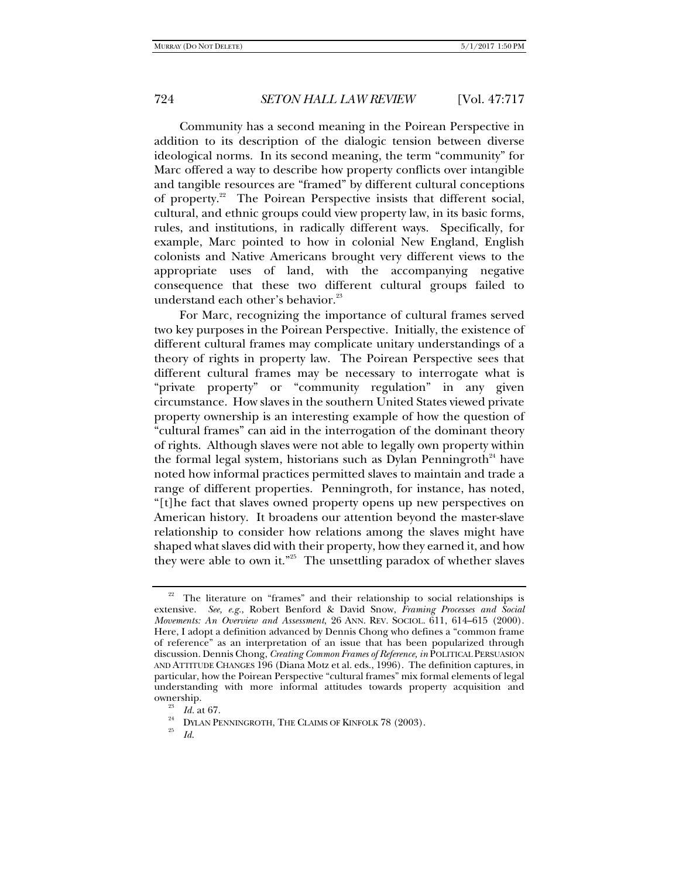Community has a second meaning in the Poirean Perspective in addition to its description of the dialogic tension between diverse ideological norms. In its second meaning, the term "community" for Marc offered a way to describe how property conflicts over intangible and tangible resources are "framed" by different cultural conceptions of property.[22] The Poirean Perspective insists that different social, cultural, and ethnic groups could view property law, in its basic forms, rules, and institutions, in radically different ways. Specifically, for example, Marc pointed to how in colonial New England, English colonists and Native Americans brought very different views to the appropriate uses of land, with the accompanying negative consequence that these two different cultural groups failed to understand each other's behavior.[23]

For Marc, recognizing the importance of cultural frames served two key purposes in the Poirean Perspective. Initially, the existence of different cultural frames may complicate unitary understandings of a theory of rights in property law. The Poirean Perspective sees that different cultural frames may be necessary to interrogate what is "private property" or "community regulation" in any given circumstance. How slaves in the southern United States viewed private property ownership is an interesting example of how the question of "cultural frames" can aid in the interrogation of the dominant theory of rights. Although slaves were not able to legally own property within the formal legal system, historians such as Dylan Penningroth[24] have noted how informal practices permitted slaves to maintain and trade a range of different properties. Penningroth, for instance, has noted, "[t]he fact that slaves owned property opens up new perspectives on American history. It broadens our attention beyond the master-slave relationship to consider how relations among the slaves might have shaped what slaves did with their property, how they earned it, and how they were able to own it."[25] The unsettling paradox of whether slaves

---

[22] The literature on "frames" and their relationship to social relationships is extensive. *See, e.g.*, Robert Benford & David Snow, *Framing Processes and Social Movements: An Overview and Assessment*, 26 ANN. REV. SOCIOL. 611, 614–615 (2000). Here, I adopt a definition advanced by Dennis Chong who defines a "common frame of reference" as an interpretation of an issue that has been popularized through discussion. Dennis Chong, *Creating Common Frames of Reference*, *in* POLITICAL PERSUASION AND ATTITUDE CHANGES 196 (Diana Motz et al. eds., 1996). The definition captures, in particular, how the Poirean Perspective "cultural frames" mix formal elements of legal understanding with more informal attitudes towards property acquisition and ownership.

[23] *Id.* at 67.

[24] DYLAN PENNINGROTH, THE CLAIMS OF KINFOLK 78 (2003).

[25] *Id.*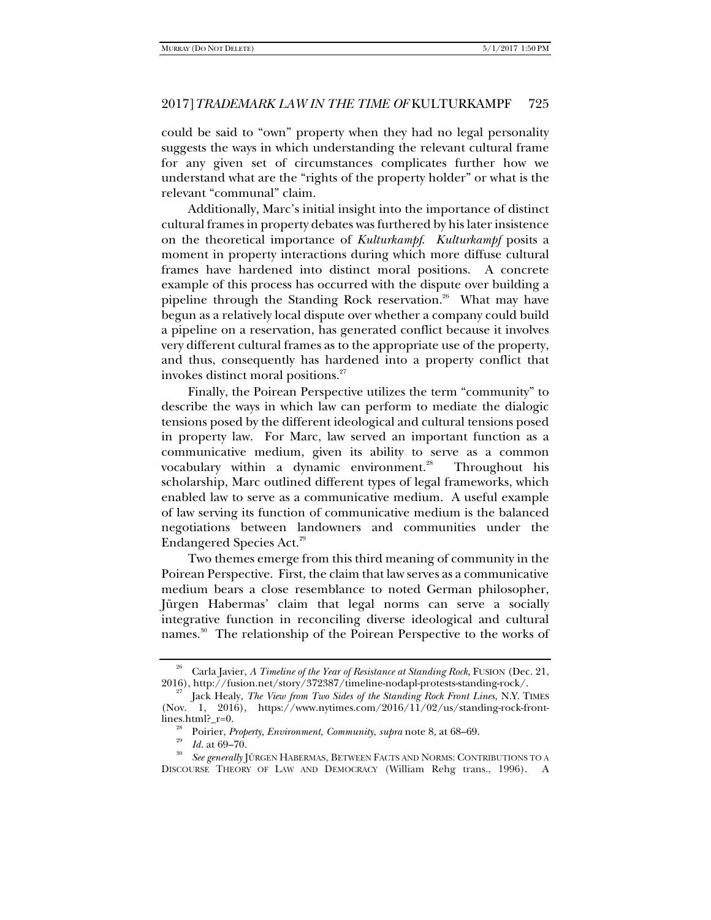could be said to "own" property when they had no legal personality suggests the ways in which understanding the relevant cultural frame for any given set of circumstances complicates further how we understand what are the "rights of the property holder" or what is the relevant "communal" claim.

Additionally, Marc's initial insight into the importance of distinct cultural frames in property debates was furthered by his later insistence on the theoretical importance of *Kulturkampf*. *Kulturkampf* posits a moment in property interactions during which more diffuse cultural frames have hardened into distinct moral positions. A concrete example of this process has occurred with the dispute over building a pipeline through the Standing Rock reservation.[26] What may have begun as a relatively local dispute over whether a company could build a pipeline on a reservation, has generated conflict because it involves very different cultural frames as to the appropriate use of the property, and thus, consequently has hardened into a property conflict that invokes distinct moral positions.[27]

Finally, the Poirean Perspective utilizes the term "community" to describe the ways in which law can perform to mediate the dialogic tensions posed by the different ideological and cultural tensions posed in property law. For Marc, law served an important function as a communicative medium, given its ability to serve as a common vocabulary within a dynamic environment.[28] Throughout his scholarship, Marc outlined different types of legal frameworks, which enabled law to serve as a communicative medium. A useful example of law serving its function of communicative medium is the balanced negotiations between landowners and communities under the Endangered Species Act.[29]

Two themes emerge from this third meaning of community in the Poirean Perspective. First, the claim that law serves as a communicative medium bears a close resemblance to noted German philosopher, Jürgen Habermas' claim that legal norms can serve a socially integrative function in reconciling diverse ideological and cultural names.[30] The relationship of the Poirean Perspective to the works of

---

[26] Carla Javier, *A Timeline of the Year of Resistance at Standing Rock*, FUSION (Dec. 21, 2016), http://fusion.net/story/372387/timeline-nodapl-protests-standing-rock/.

[27] Jack Healy, *The View from Two Sides of the Standing Rock Front Lines*, N.Y. TIMES (Nov. 1, 2016), https://www.nytimes.com/2016/11/02/us/standing-rock-front-lines.html?_r=0.

[28] Poirier, *Property, Environment, Community*, *supra* note 8, at 68–69.

[29] *Id.* at 69–70.

[30] *See generally* JÜRGEN HABERMAS, BETWEEN FACTS AND NORMS: CONTRIBUTIONS TO A DISCOURSE THEORY OF LAW AND DEMOCRACY (William Rehg trans., 1996). A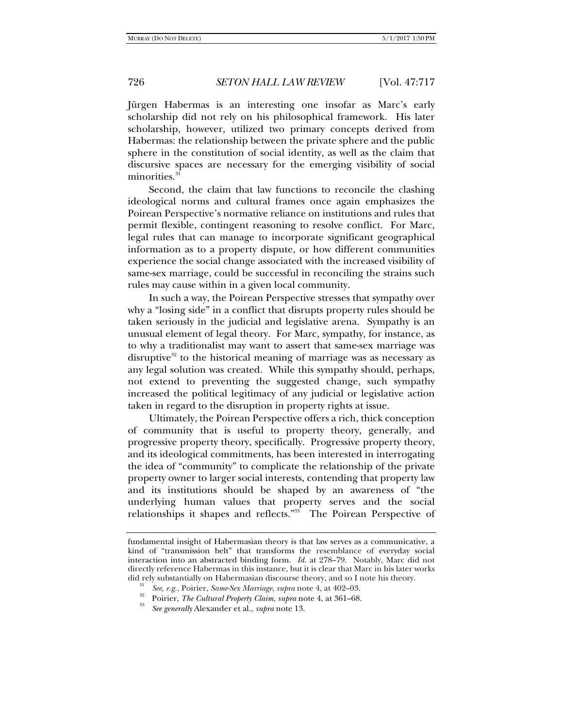Jürgen Habermas is an interesting one insofar as Marc's early scholarship did not rely on his philosophical framework. His later scholarship, however, utilized two primary concepts derived from Habermas: the relationship between the private sphere and the public sphere in the constitution of social identity, as well as the claim that discursive spaces are necessary for the emerging visibility of social minorities.[31]

Second, the claim that law functions to reconcile the clashing ideological norms and cultural frames once again emphasizes the Poirean Perspective's normative reliance on institutions and rules that permit flexible, contingent reasoning to resolve conflict. For Marc, legal rules that can manage to incorporate significant geographical information as to a property dispute, or how different communities experience the social change associated with the increased visibility of same-sex marriage, could be successful in reconciling the strains such rules may cause within in a given local community.

In such a way, the Poirean Perspective stresses that sympathy over why a "losing side" in a conflict that disrupts property rules should be taken seriously in the judicial and legislative arena. Sympathy is an unusual element of legal theory. For Marc, sympathy, for instance, as to why a traditionalist may want to assert that same-sex marriage was disruptive[32] to the historical meaning of marriage was as necessary as any legal solution was created. While this sympathy should, perhaps, not extend to preventing the suggested change, such sympathy increased the political legitimacy of any judicial or legislative action taken in regard to the disruption in property rights at issue.

Ultimately, the Poirean Perspective offers a rich, thick conception of community that is useful to property theory, generally, and progressive property theory, specifically. Progressive property theory, and its ideological commitments, has been interested in interrogating the idea of "community" to complicate the relationship of the private property owner to larger social interests, contending that property law and its institutions should be shaped by an awareness of "the underlying human values that property serves and the social relationships it shapes and reflects."[33] The Poirean Perspective of

---

fundamental insight of Habermasian theory is that law serves as a communicative, a kind of "transmission belt" that transforms the resemblance of everyday social interaction into an abstracted binding form. *Id.* at 278–79. Notably, Marc did not directly reference Habermas in this instance, but it is clear that Marc in his later works did rely substantially on Habermasian discourse theory, and so I note his theory.

[31] *See, e.g.*, Poirier, *Same-Sex Marriage*, *supra* note 4, at 402–03.

[32] Poirier, *The Cultural Property Claim*, *supra* note 4, at 361–68.

[33] *See generally* Alexander et al., *supra* note 13.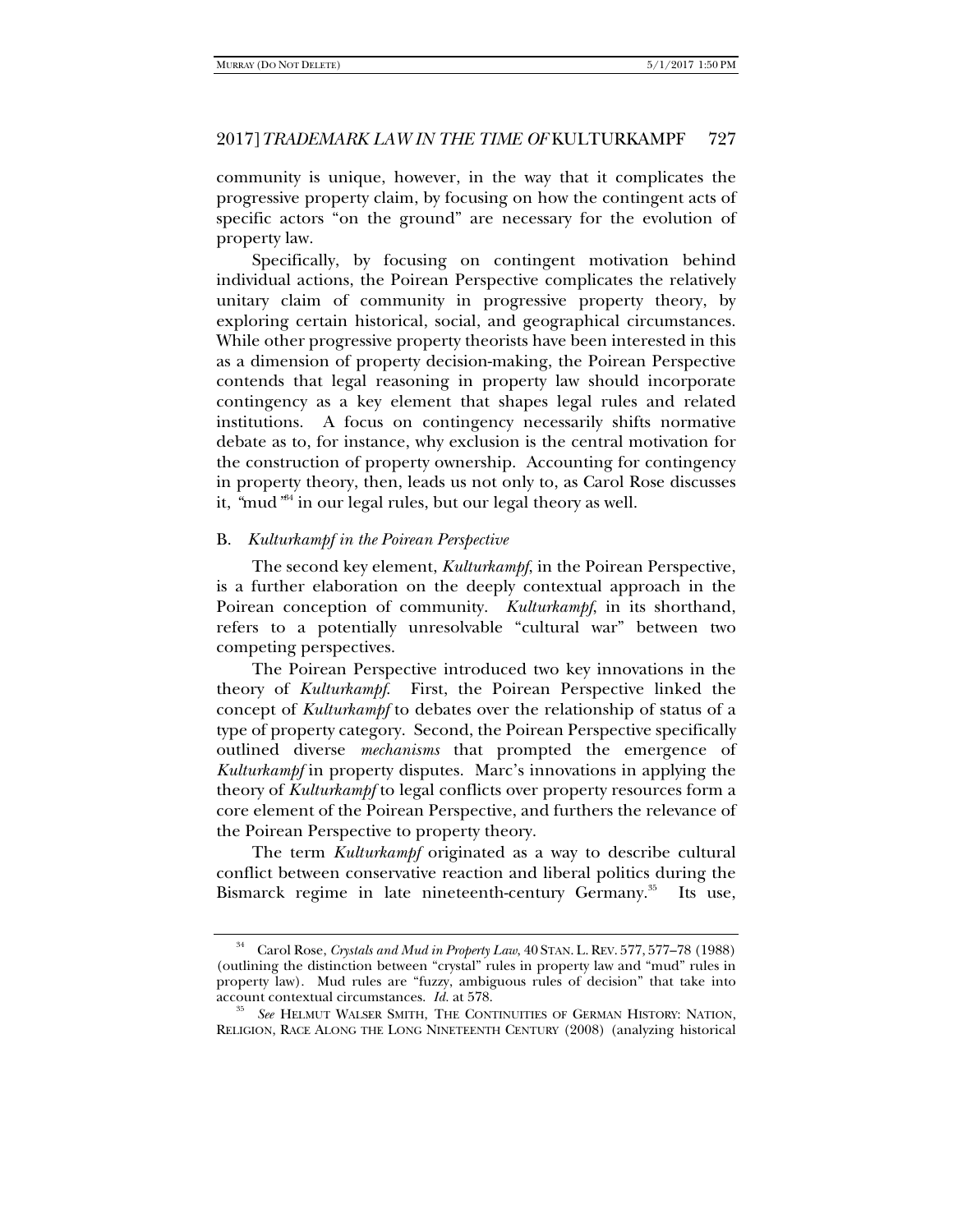community is unique, however, in the way that it complicates the progressive property claim, by focusing on how the contingent acts of specific actors "on the ground" are necessary for the evolution of property law.

Specifically, by focusing on contingent motivation behind individual actions, the Poirean Perspective complicates the relatively unitary claim of community in progressive property theory, by exploring certain historical, social, and geographical circumstances. While other progressive property theorists have been interested in this as a dimension of property decision-making, the Poirean Perspective contends that legal reasoning in property law should incorporate contingency as a key element that shapes legal rules and related institutions. A focus on contingency necessarily shifts normative debate as to, for instance, why exclusion is the central motivation for the construction of property ownership. Accounting for contingency in property theory, then, leads us not only to, as Carol Rose discusses it, "mud"[34] in our legal rules, but our legal theory as well.

## B. *Kulturkampf in the Poirean Perspective*

The second key element, *Kulturkampf*, in the Poirean Perspective, is a further elaboration on the deeply contextual approach in the Poirean conception of community. *Kulturkampf*, in its shorthand, refers to a potentially unresolvable "cultural war" between two competing perspectives.

The Poirean Perspective introduced two key innovations in the theory of *Kulturkampf*. First, the Poirean Perspective linked the concept of *Kulturkampf* to debates over the relationship of status of a type of property category. Second, the Poirean Perspective specifically outlined diverse *mechanisms* that prompted the emergence of *Kulturkampf* in property disputes. Marc's innovations in applying the theory of *Kulturkampf* to legal conflicts over property resources form a core element of the Poirean Perspective, and furthers the relevance of the Poirean Perspective to property theory.

The term *Kulturkampf* originated as a way to describe cultural conflict between conservative reaction and liberal politics during the Bismarck regime in late nineteenth-century Germany.[35] Its use,

---

[34] Carol Rose, *Crystals and Mud in Property Law*, 40 STAN. L. REV. 577, 577–78 (1988) (outlining the distinction between "crystal" rules in property law and "mud" rules in property law). Mud rules are "fuzzy, ambiguous rules of decision" that take into account contextual circumstances. *Id.* at 578.

[35] *See* HELMUT WALSER SMITH, THE CONTINUITIES OF GERMAN HISTORY: NATION, RELIGION, RACE ALONG THE LONG NINETEENTH CENTURY (2008) (analyzing historical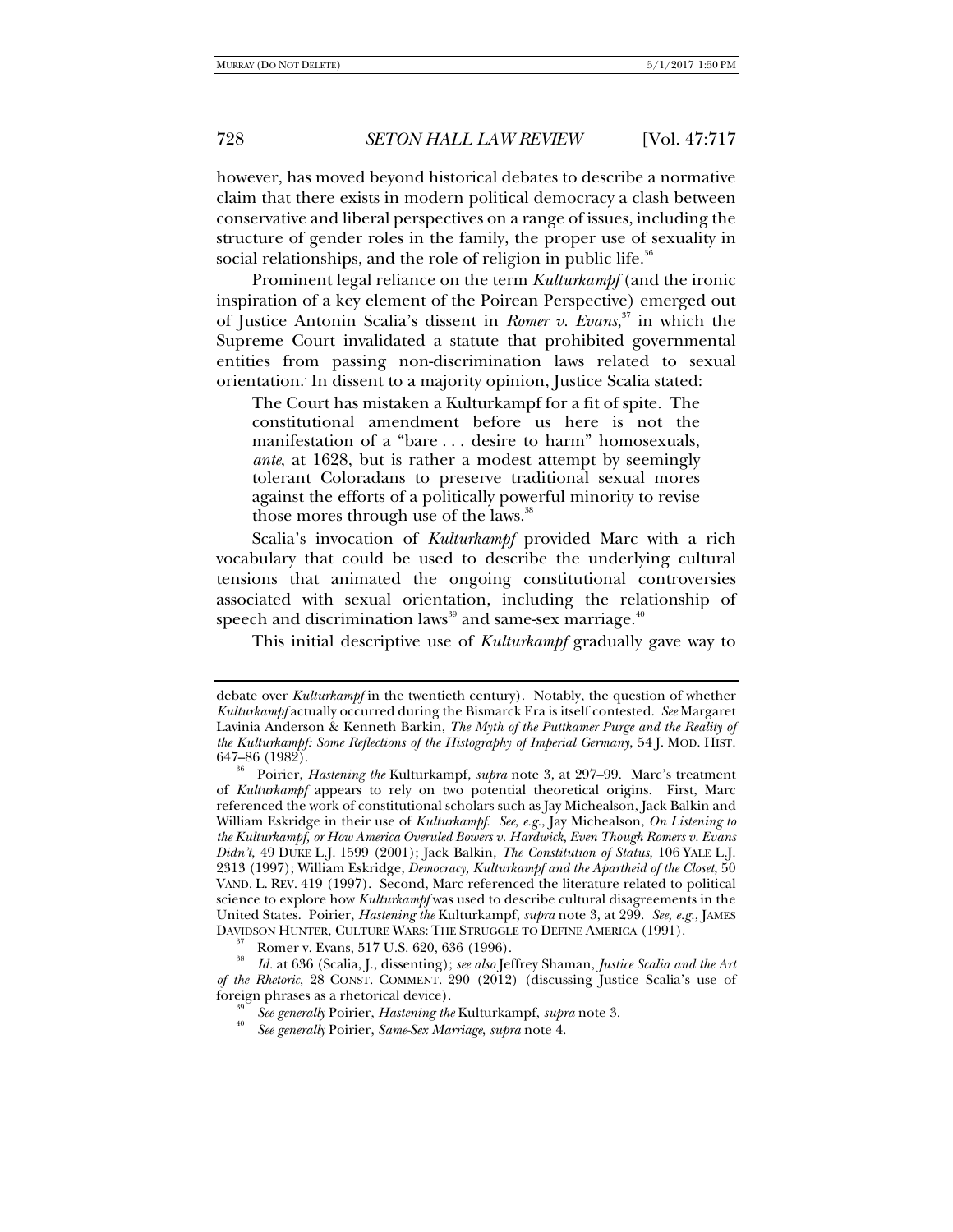however, has moved beyond historical debates to describe a normative claim that there exists in modern political democracy a clash between conservative and liberal perspectives on a range of issues, including the structure of gender roles in the family, the proper use of sexuality in social relationships, and the role of religion in public life.[36]

Prominent legal reliance on the term *Kulturkampf* (and the ironic inspiration of a key element of the Poirean Perspective) emerged out of Justice Antonin Scalia's dissent in *Romer v. Evans*,[37] in which the Supreme Court invalidated a statute that prohibited governmental entities from passing non-discrimination laws related to sexual orientation. In dissent to a majority opinion, Justice Scalia stated:

> The Court has mistaken a Kulturkampf for a fit of spite. The constitutional amendment before us here is not the manifestation of a "bare . . . desire to harm" homosexuals, *ante*, at 1628, but is rather a modest attempt by seemingly tolerant Coloradans to preserve traditional sexual mores against the efforts of a politically powerful minority to revise those mores through use of the laws.[38]

Scalia's invocation of *Kulturkampf* provided Marc with a rich vocabulary that could be used to describe the underlying cultural tensions that animated the ongoing constitutional controversies associated with sexual orientation, including the relationship of speech and discrimination laws[39] and same-sex marriage.[40]

This initial descriptive use of *Kulturkampf* gradually gave way to

---

debate over *Kulturkampf* in the twentieth century). Notably, the question of whether *Kulturkampf* actually occurred during the Bismarck Era is itself contested. *See* Margaret Lavinia Anderson & Kenneth Barkin, *The Myth of the Puttkamer Purge and the Reality of the Kulturkampf: Some Reflections of the Histography of Imperial Germany*, 54 J. MOD. HIST. 647–86 (1982).

[36] Poirier, *Hastening the* Kulturkampf, *supra* note 3, at 297–99. Marc's treatment of *Kulturkampf* appears to rely on two potential theoretical origins. First, Marc referenced the work of constitutional scholars such as Jay Michealson, Jack Balkin and William Eskridge in their use of *Kulturkampf*. *See, e.g.*, Jay Michealson, *On Listening to the Kulturkampf, or How America Overuled Bowers v. Hardwick, Even Though Romers v. Evans Didn't*, 49 DUKE L.J. 1599 (2001); Jack Balkin, *The Constitution of Status*, 106 YALE L.J. 2313 (1997); William Eskridge, *Democracy, Kulturkampf and the Apartheid of the Closet*, 50 VAND. L. REV. 419 (1997). Second, Marc referenced the literature related to political science to explore how *Kulturkampf* was used to describe cultural disagreements in the United States. Poirier, *Hastening the* Kulturkampf, *supra* note 3, at 299. *See, e.g.*, JAMES DAVIDSON HUNTER, CULTURE WARS: THE STRUGGLE TO DEFINE AMERICA (1991).

[37] Romer v. Evans, 517 U.S. 620, 636 (1996).

[38] *Id.* at 636 (Scalia, J., dissenting); *see also* Jeffrey Shaman, *Justice Scalia and the Art of the Rhetoric*, 28 CONST. COMMENT. 290 (2012) (discussing Justice Scalia's use of foreign phrases as a rhetorical device).

[39] *See generally* Poirier, *Hastening the* Kulturkampf, *supra* note 3.

[40] *See generally* Poirier, *Same-Sex Marriage*, *supra* note 4.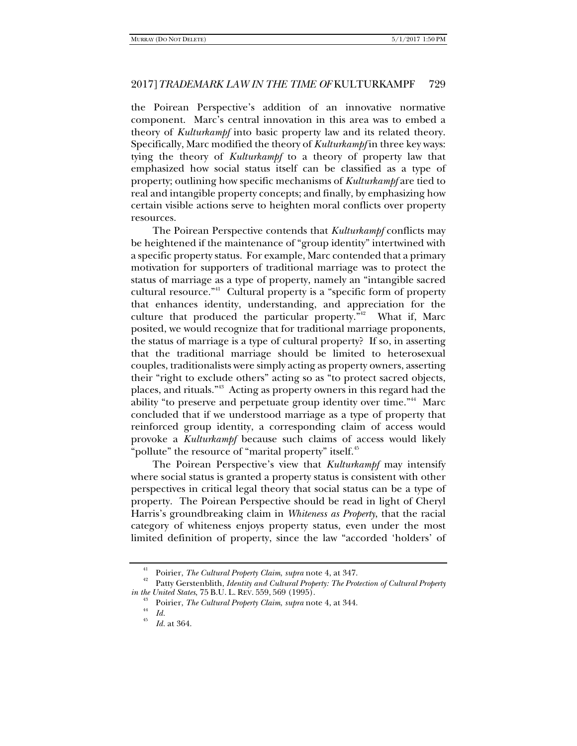the Poirean Perspective's addition of an innovative normative component. Marc's central innovation in this area was to embed a theory of *Kulturkampf* into basic property law and its related theory. Specifically, Marc modified the theory of *Kulturkampf* in three key ways: tying the theory of *Kulturkampf* to a theory of property law that emphasized how social status itself can be classified as a type of property; outlining how specific mechanisms of *Kulturkampf* are tied to real and intangible property concepts; and finally, by emphasizing how certain visible actions serve to heighten moral conflicts over property resources.

The Poirean Perspective contends that *Kulturkampf* conflicts may be heightened if the maintenance of "group identity" intertwined with a specific property status. For example, Marc contended that a primary motivation for supporters of traditional marriage was to protect the status of marriage as a type of property, namely an "intangible sacred cultural resource."[41] Cultural property is a "specific form of property that enhances identity, understanding, and appreciation for the culture that produced the particular property."[42] What if, Marc posited, we would recognize that for traditional marriage proponents, the status of marriage is a type of cultural property? If so, in asserting that the traditional marriage should be limited to heterosexual couples, traditionalists were simply acting as property owners, asserting their "right to exclude others" acting so as "to protect sacred objects, places, and rituals."[43] Acting as property owners in this regard had the ability "to preserve and perpetuate group identity over time."[44] Marc concluded that if we understood marriage as a type of property that reinforced group identity, a corresponding claim of access would provoke a *Kulturkampf* because such claims of access would likely "pollute" the resource of "marital property" itself.[45]

The Poirean Perspective's view that *Kulturkampf* may intensify where social status is granted a property status is consistent with other perspectives in critical legal theory that social status can be a type of property. The Poirean Perspective should be read in light of Cheryl Harris's groundbreaking claim in *Whiteness as Property*, that the racial category of whiteness enjoys property status, even under the most limited definition of property, since the law "accorded 'holders' of

---

[41] Poirier, *The Cultural Property Claim*, *supra* note 4, at 347.

[42] Patty Gerstenblith, *Identity and Cultural Property: The Protection of Cultural Property in the United States*, 75 B.U. L. REV. 559, 569 (1995).

[43] Poirier, *The Cultural Property Claim*, *supra* note 4, at 344.

[44] *Id.*

[45] *Id.* at 364.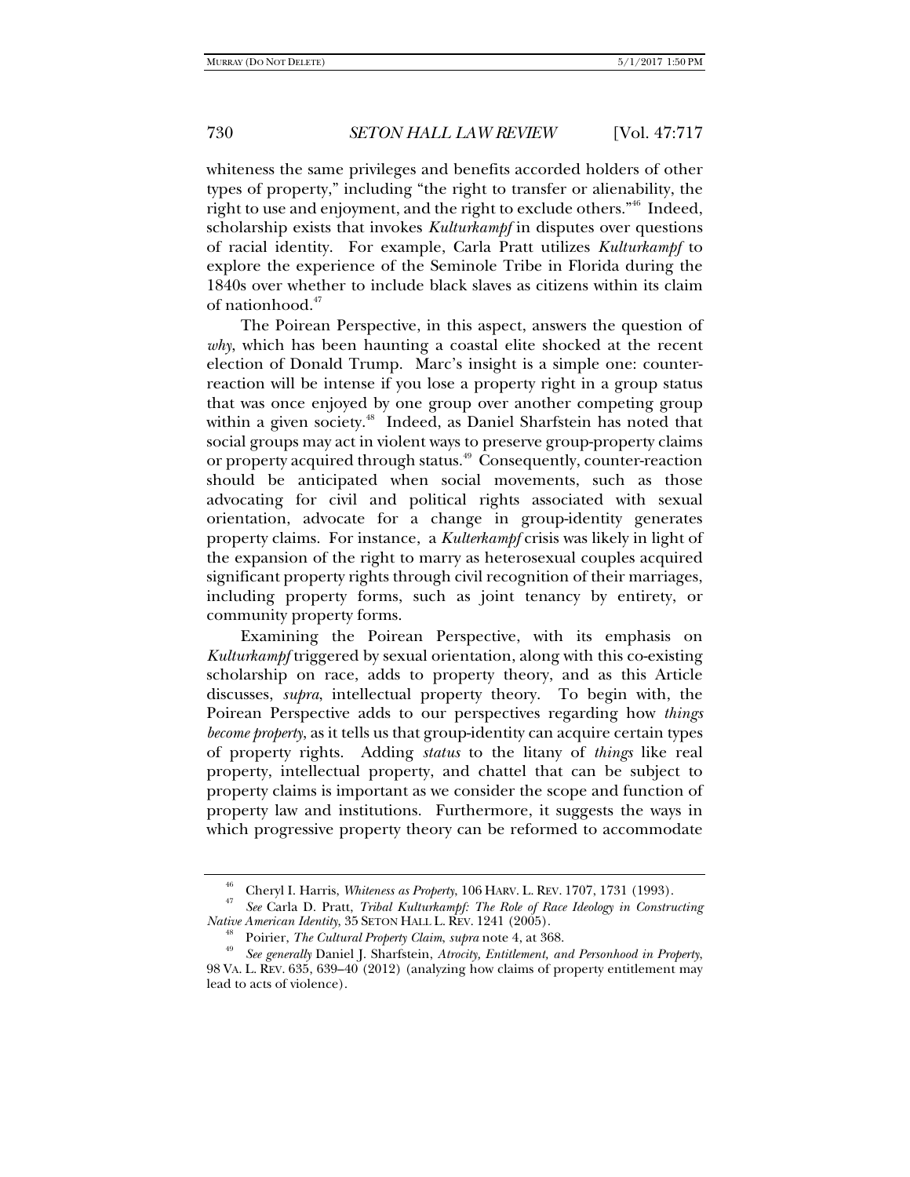whiteness the same privileges and benefits accorded holders of other types of property," including "the right to transfer or alienability, the right to use and enjoyment, and the right to exclude others."[46] Indeed, scholarship exists that invokes *Kulturkampf* in disputes over questions of racial identity. For example, Carla Pratt utilizes *Kulturkampf* to explore the experience of the Seminole Tribe in Florida during the 1840s over whether to include black slaves as citizens within its claim of nationhood.[47]

The Poirean Perspective, in this aspect, answers the question of *why*, which has been haunting a coastal elite shocked at the recent election of Donald Trump. Marc's insight is a simple one: counter-reaction will be intense if you lose a property right in a group status that was once enjoyed by one group over another competing group within a given society.[48] Indeed, as Daniel Sharfstein has noted that social groups may act in violent ways to preserve group-property claims or property acquired through status.[49] Consequently, counter-reaction should be anticipated when social movements, such as those advocating for civil and political rights associated with sexual orientation, advocate for a change in group-identity generates property claims. For instance, a *Kulterkampf* crisis was likely in light of the expansion of the right to marry as heterosexual couples acquired significant property rights through civil recognition of their marriages, including property forms, such as joint tenancy by entirety, or community property forms.

Examining the Poirean Perspective, with its emphasis on *Kulturkampf* triggered by sexual orientation, along with this co-existing scholarship on race, adds to property theory, and as this Article discusses, *supra*, intellectual property theory. To begin with, the Poirean Perspective adds to our perspectives regarding how *things become property*, as it tells us that group-identity can acquire certain types of property rights. Adding *status* to the litany of *things* like real property, intellectual property, and chattel that can be subject to property claims is important as we consider the scope and function of property law and institutions. Furthermore, it suggests the ways in which progressive property theory can be reformed to accommodate

---

[46] Cheryl I. Harris, *Whiteness as Property*, 106 HARV. L. REV. 1707, 1731 (1993).

[47] *See* Carla D. Pratt, *Tribal Kulturkampf: The Role of Race Ideology in Constructing Native American Identity*, 35 SETON HALL L. REV. 1241 (2005).

[48] Poirier, *The Cultural Property Claim*, *supra* note 4, at 368.

[49] *See generally* Daniel J. Sharfstein, *Atrocity, Entitlement, and Personhood in Property*, 98 VA. L. REV. 635, 639–40 (2012) (analyzing how claims of property entitlement may lead to acts of violence).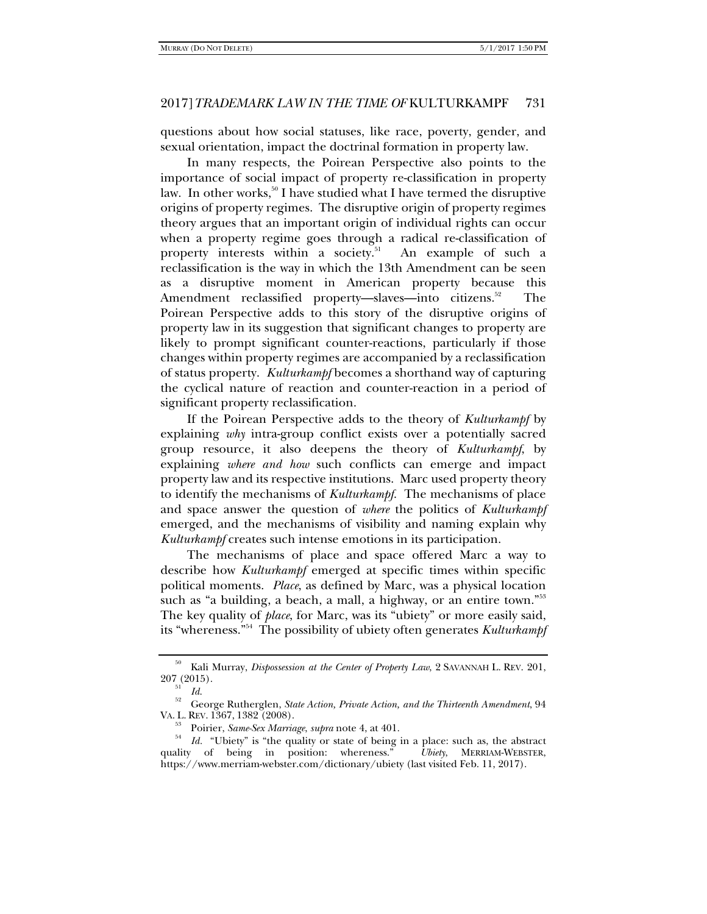questions about how social statuses, like race, poverty, gender, and sexual orientation, impact the doctrinal formation in property law.

In many respects, the Poirean Perspective also points to the importance of social impact of property re-classification in property law. In other works,[50] I have studied what I have termed the disruptive origins of property regimes. The disruptive origin of property regimes theory argues that an important origin of individual rights can occur when a property regime goes through a radical re-classification of property interests within a society.[51] An example of such a reclassification is the way in which the 13th Amendment can be seen as a disruptive moment in American property because this Amendment reclassified property—slaves—into citizens.[52] The Poirean Perspective adds to this story of the disruptive origins of property law in its suggestion that significant changes to property are likely to prompt significant counter-reactions, particularly if those changes within property regimes are accompanied by a reclassification of status property. *Kulturkampf* becomes a shorthand way of capturing the cyclical nature of reaction and counter-reaction in a period of significant property reclassification.

If the Poirean Perspective adds to the theory of *Kulturkampf* by explaining *why* intra-group conflict exists over a potentially sacred group resource, it also deepens the theory of *Kulturkampf*, by explaining *where and how* such conflicts can emerge and impact property law and its respective institutions. Marc used property theory to identify the mechanisms of *Kulturkampf*. The mechanisms of place and space answer the question of *where* the politics of *Kulturkampf* emerged, and the mechanisms of visibility and naming explain why *Kulturkampf* creates such intense emotions in its participation.

The mechanisms of place and space offered Marc a way to describe how *Kulturkampf* emerged at specific times within specific political moments. *Place*, as defined by Marc, was a physical location such as "a building, a beach, a mall, a highway, or an entire town."[53] The key quality of *place*, for Marc, was its "ubiety" or more easily said, its "whereness."[54] The possibility of ubiety often generates *Kulturkampf*

---

[50] Kali Murray, *Dispossession at the Center of Property Law*, 2 SAVANNAH L. REV. 201, 207 (2015).

[51] *Id.*

[52] George Rutherglen, *State Action, Private Action, and the Thirteenth Amendment*, 94 VA. L. REV. 1367, 1382 (2008).

[53] Poirier, *Same-Sex Marriage*, *supra* note 4, at 401.

[54] *Id.* "Ubiety" is "the quality or state of being in a place: such as, the abstract quality of being in position: whereness." *Ubiety*, MERRIAM-WEBSTER, https://www.merriam-webster.com/dictionary/ubiety (last visited Feb. 11, 2017).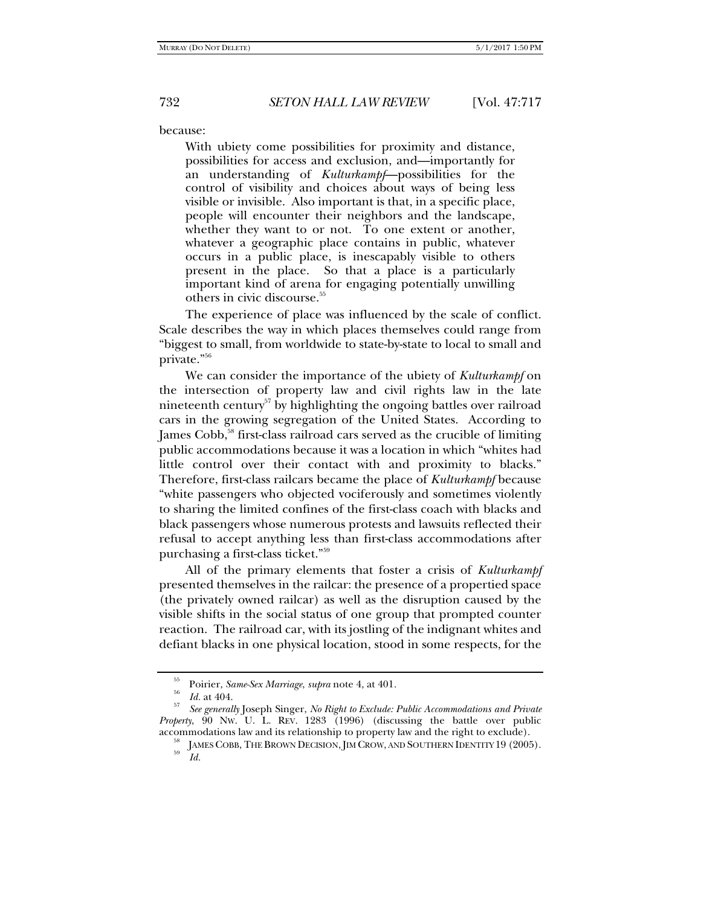because:

> With ubiety come possibilities for proximity and distance, possibilities for access and exclusion, and—importantly for an understanding of *Kulturkampf*—possibilities for the control of visibility and choices about ways of being less visible or invisible. Also important is that, in a specific place, people will encounter their neighbors and the landscape, whether they want to or not. To one extent or another, whatever a geographic place contains in public, whatever occurs in a public place, is inescapably visible to others present in the place. So that a place is a particularly important kind of arena for engaging potentially unwilling others in civic discourse.[55]

The experience of place was influenced by the scale of conflict. Scale describes the way in which places themselves could range from "biggest to small, from worldwide to state-by-state to local to small and private."[56]

We can consider the importance of the ubiety of *Kulturkampf* on the intersection of property law and civil rights law in the late nineteenth century[57] by highlighting the ongoing battles over railroad cars in the growing segregation of the United States. According to James Cobb,[58] first-class railroad cars served as the crucible of limiting public accommodations because it was a location in which "whites had little control over their contact with and proximity to blacks." Therefore, first-class railcars became the place of *Kulturkampf* because "white passengers who objected vociferously and sometimes violently to sharing the limited confines of the first-class coach with blacks and black passengers whose numerous protests and lawsuits reflected their refusal to accept anything less than first-class accommodations after purchasing a first-class ticket."[59]

All of the primary elements that foster a crisis of *Kulturkampf* presented themselves in the railcar: the presence of a propertied space (the privately owned railcar) as well as the disruption caused by the visible shifts in the social status of one group that prompted counter reaction. The railroad car, with its jostling of the indignant whites and defiant blacks in one physical location, stood in some respects, for the

---

[55] Poirier, *Same-Sex Marriage*, *supra* note 4, at 401.

[56] *Id.* at 404.

[57] *See generally* Joseph Singer, *No Right to Exclude: Public Accommodations and Private Property*, 90 NW. U. L. REV. 1283 (1996) (discussing the battle over public accommodations law and its relationship to property law and the right to exclude).

[58] JAMES COBB, THE BROWN DECISION, JIM CROW, AND SOUTHERN IDENTITY 19 (2005).

[59] *Id.*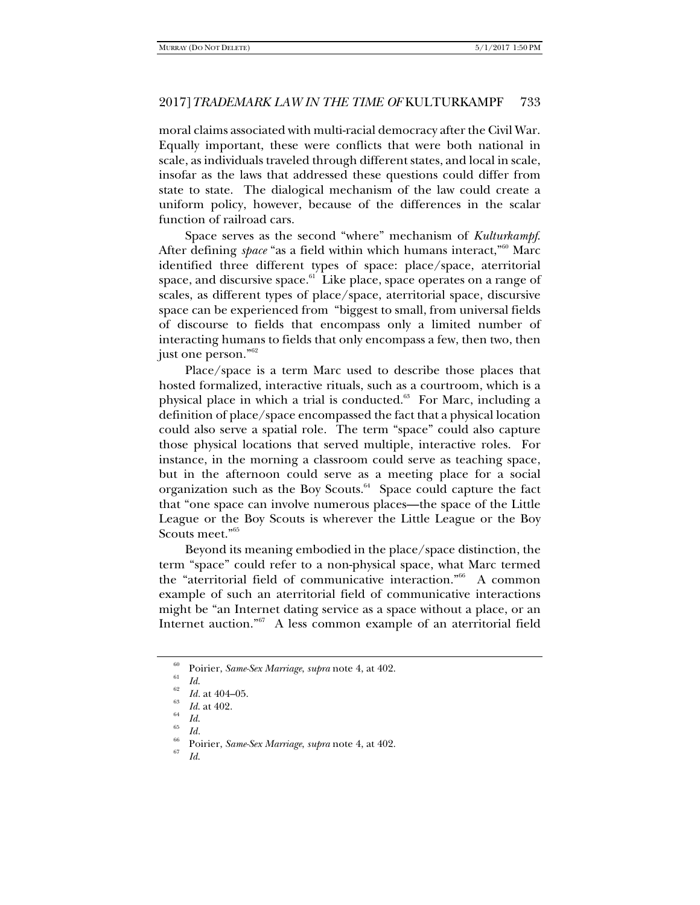moral claims associated with multi-racial democracy after the Civil War. Equally important, these were conflicts that were both national in scale, as individuals traveled through different states, and local in scale, insofar as the laws that addressed these questions could differ from state to state. The dialogical mechanism of the law could create a uniform policy, however, because of the differences in the scalar function of railroad cars.

Space serves as the second "where" mechanism of *Kulturkampf.* After defining *space* "as a field within which humans interact,"[60] Marc identified three different types of space: place/space, aterritorial space, and discursive space.[61] Like place, space operates on a range of scales, as different types of place/space, aterritorial space, discursive space can be experienced from "biggest to small, from universal fields of discourse to fields that encompass only a limited number of interacting humans to fields that only encompass a few, then two, then just one person."[62]

Place/space is a term Marc used to describe those places that hosted formalized, interactive rituals, such as a courtroom, which is a physical place in which a trial is conducted.[63] For Marc, including a definition of place/space encompassed the fact that a physical location could also serve a spatial role. The term "space" could also capture those physical locations that served multiple, interactive roles. For instance, in the morning a classroom could serve as teaching space, but in the afternoon could serve as a meeting place for a social organization such as the Boy Scouts.[64] Space could capture the fact that "one space can involve numerous places—the space of the Little League or the Boy Scouts is wherever the Little League or the Boy Scouts meet."[65]

Beyond its meaning embodied in the place/space distinction, the term "space" could refer to a non-physical space, what Marc termed the "aterritorial field of communicative interaction."[66] A common example of such an aterritorial field of communicative interactions might be "an Internet dating service as a space without a place, or an Internet auction."[67] A less common example of an aterritorial field

---

[60] Poirier, *Same-Sex Marriage*, *supra* note 4, at 402.

[61] *Id.*

[62] *Id.* at 404–05.

[63] *Id.* at 402.

[64] *Id.*

[65] *Id.*

[66] Poirier, *Same-Sex Marriage*, *supra* note 4, at 402.

[67] *Id.*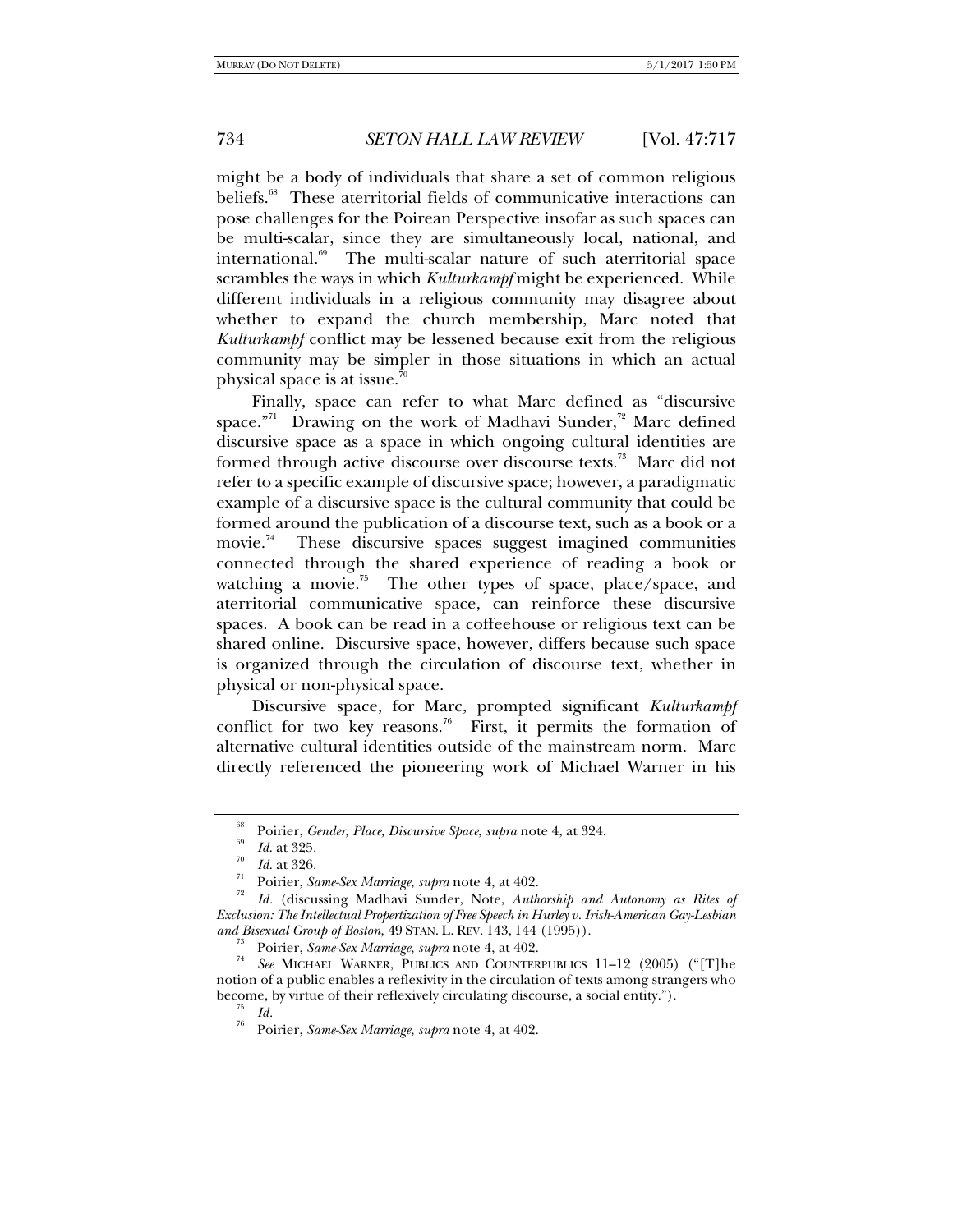might be a body of individuals that share a set of common religious beliefs.[68] These aterritorial fields of communicative interactions can pose challenges for the Poirean Perspective insofar as such spaces can be multi-scalar, since they are simultaneously local, national, and international.[69] The multi-scalar nature of such aterritorial space scrambles the ways in which *Kulturkampf* might be experienced. While different individuals in a religious community may disagree about whether to expand the church membership, Marc noted that *Kulturkampf* conflict may be lessened because exit from the religious community may be simpler in those situations in which an actual physical space is at issue.[70]

Finally, space can refer to what Marc defined as "discursive space."[71] Drawing on the work of Madhavi Sunder,[72] Marc defined discursive space as a space in which ongoing cultural identities are formed through active discourse over discourse texts.[73] Marc did not refer to a specific example of discursive space; however, a paradigmatic example of a discursive space is the cultural community that could be formed around the publication of a discourse text, such as a book or a movie.[74] These discursive spaces suggest imagined communities connected through the shared experience of reading a book or watching a movie.[75] The other types of space, place/space, and aterritorial communicative space, can reinforce these discursive spaces. A book can be read in a coffeehouse or religious text can be shared online. Discursive space, however, differs because such space is organized through the circulation of discourse text, whether in physical or non-physical space.

Discursive space, for Marc, prompted significant *Kulturkampf* conflict for two key reasons.[76] First, it permits the formation of alternative cultural identities outside of the mainstream norm. Marc directly referenced the pioneering work of Michael Warner in his

---

[68] Poirier, *Gender, Place, Discursive Space*, *supra* note 4, at 324.

[69] *Id.* at 325.

[70] *Id.* at 326.

[71] Poirier, *Same-Sex Marriage*, *supra* note 4, at 402.

[72] *Id.* (discussing Madhavi Sunder, Note, *Authorship and Autonomy as Rites of Exclusion: The Intellectual Propertization of Free Speech in Hurley v. Irish-American Gay-Lesbian and Bisexual Group of Boston*, 49 STAN. L. REV. 143, 144 (1995)).

[73] Poirier, *Same-Sex Marriage*, *supra* note 4, at 402.

[74] *See* MICHAEL WARNER, PUBLICS AND COUNTERPUBLICS 11–12 (2005) ("[T]he notion of a public enables a reflexivity in the circulation of texts among strangers who become, by virtue of their reflexively circulating discourse, a social entity.").

[75] *Id.*

[76] Poirier, *Same-Sex Marriage*, *supra* note 4, at 402.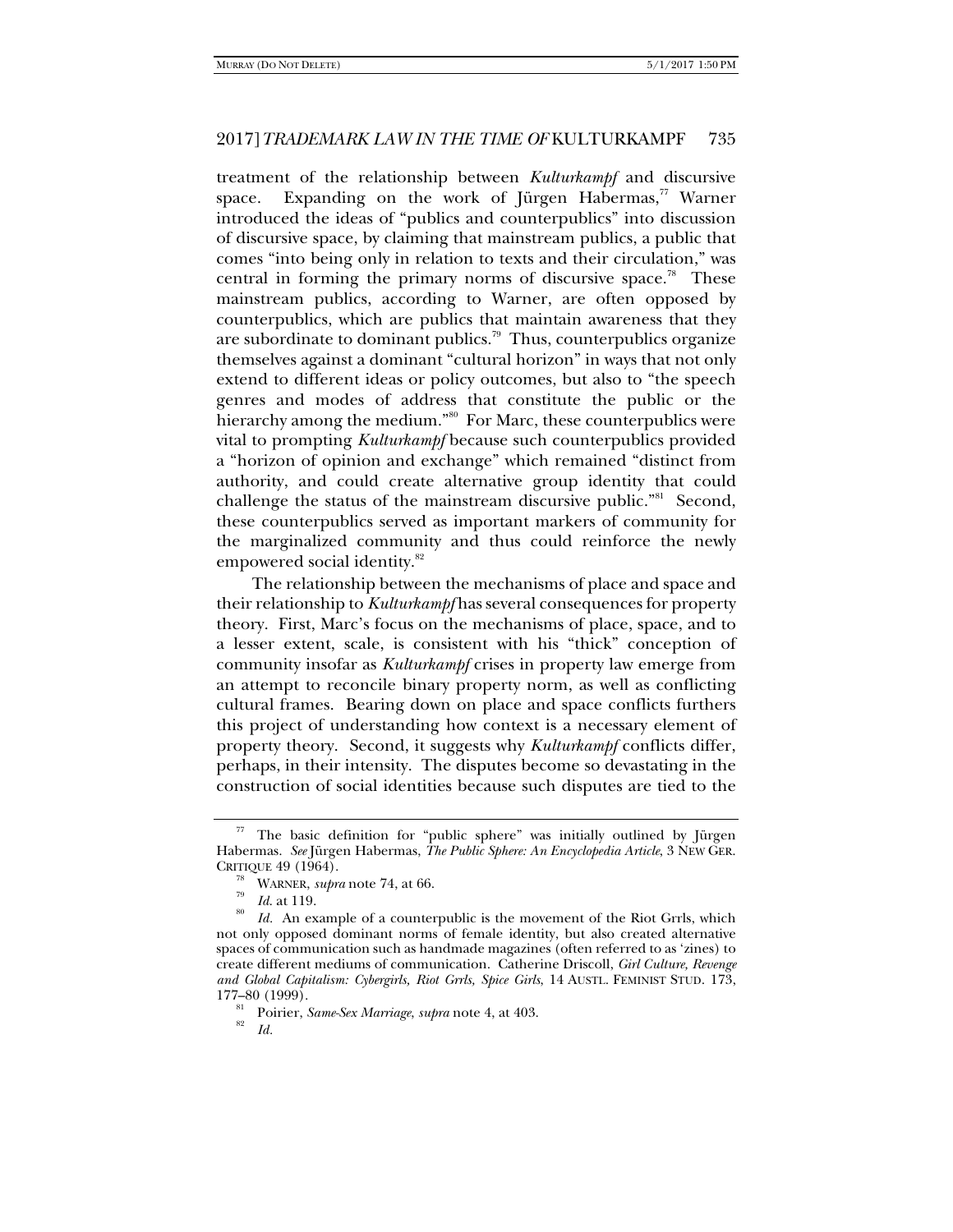treatment of the relationship between *Kulturkampf* and discursive space. Expanding on the work of Jürgen Habermas,[77] Warner introduced the ideas of "publics and counterpublics" into discussion of discursive space, by claiming that mainstream publics, a public that comes "into being only in relation to texts and their circulation," was central in forming the primary norms of discursive space.[78] These mainstream publics, according to Warner, are often opposed by counterpublics, which are publics that maintain awareness that they are subordinate to dominant publics.[79] Thus, counterpublics organize themselves against a dominant "cultural horizon" in ways that not only extend to different ideas or policy outcomes, but also to "the speech genres and modes of address that constitute the public or the hierarchy among the medium."[80] For Marc, these counterpublics were vital to prompting *Kulturkampf* because such counterpublics provided a "horizon of opinion and exchange" which remained "distinct from authority, and could create alternative group identity that could challenge the status of the mainstream discursive public."[81] Second, these counterpublics served as important markers of community for the marginalized community and thus could reinforce the newly empowered social identity.[82]

The relationship between the mechanisms of place and space and their relationship to *Kulturkampf* has several consequences for property theory. First, Marc's focus on the mechanisms of place, space, and to a lesser extent, scale, is consistent with his "thick" conception of community insofar as *Kulturkampf* crises in property law emerge from an attempt to reconcile binary property norm, as well as conflicting cultural frames. Bearing down on place and space conflicts furthers this project of understanding how context is a necessary element of property theory. Second, it suggests why *Kulturkampf* conflicts differ, perhaps, in their intensity. The disputes become so devastating in the construction of social identities because such disputes are tied to the

---

[77] The basic definition for "public sphere" was initially outlined by Jürgen Habermas. *See* Jürgen Habermas, *The Public Sphere: An Encyclopedia Article*, 3 NEW GER. CRITIQUE 49 (1964).

[78] WARNER, *supra* note 74, at 66.

[79] *Id.* at 119.

[80] *Id.* An example of a counterpublic is the movement of the Riot Grrls, which not only opposed dominant norms of female identity, but also created alternative spaces of communication such as handmade magazines (often referred to as 'zines) to create different mediums of communication. Catherine Driscoll, *Girl Culture, Revenge and Global Capitalism: Cybergirls, Riot Grrls, Spice Girls*, 14 AUSTL. FEMINIST STUD. 173, 177–80 (1999).

[81] Poirier, *Same-Sex Marriage*, *supra* note 4, at 403.

[82] *Id.*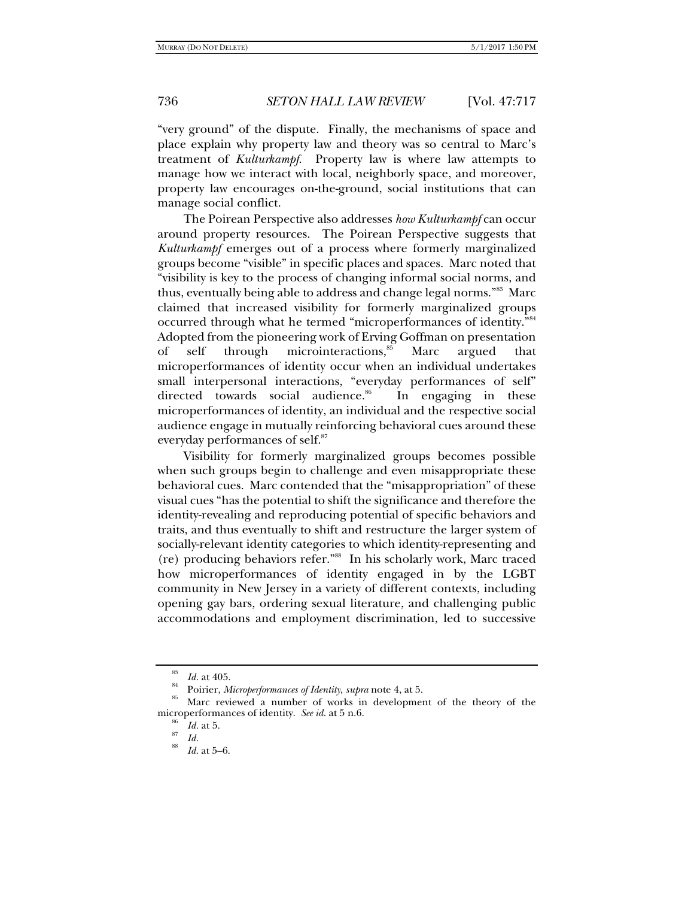"very ground" of the dispute. Finally, the mechanisms of space and place explain why property law and theory was so central to Marc's treatment of *Kulturkampf*. Property law is where law attempts to manage how we interact with local, neighborly space, and moreover, property law encourages on-the-ground, social institutions that can manage social conflict.

The Poirean Perspective also addresses *how Kulturkampf* can occur around property resources. The Poirean Perspective suggests that *Kulturkampf* emerges out of a process where formerly marginalized groups become "visible" in specific places and spaces. Marc noted that "visibility is key to the process of changing informal social norms, and thus, eventually being able to address and change legal norms."[83] Marc claimed that increased visibility for formerly marginalized groups occurred through what he termed "microperformances of identity."[84] Adopted from the pioneering work of Erving Goffman on presentation of self through microinteractions,[85] Marc argued that microperformances of identity occur when an individual undertakes small interpersonal interactions, "everyday performances of self" directed towards social audience.[86] In engaging in these microperformances of identity, an individual and the respective social audience engage in mutually reinforcing behavioral cues around these everyday performances of self.[87]

Visibility for formerly marginalized groups becomes possible when such groups begin to challenge and even misappropriate these behavioral cues. Marc contended that the "misappropriation" of these visual cues "has the potential to shift the significance and therefore the identity-revealing and reproducing potential of specific behaviors and traits, and thus eventually to shift and restructure the larger system of socially-relevant identity categories to which identity-representing and (re) producing behaviors refer."[88] In his scholarly work, Marc traced how microperformances of identity engaged in by the LGBT community in New Jersey in a variety of different contexts, including opening gay bars, ordering sexual literature, and challenging public accommodations and employment discrimination, led to successive

---

[83] *Id.* at 405.

[84] Poirier, *Microperformances of Identity*, *supra* note 4, at 5.

[85] Marc reviewed a number of works in development of the theory of the microperformances of identity. *See id.* at 5 n.6.

[86] *Id.* at 5.

[87] *Id.*

[88] *Id.* at 5–6.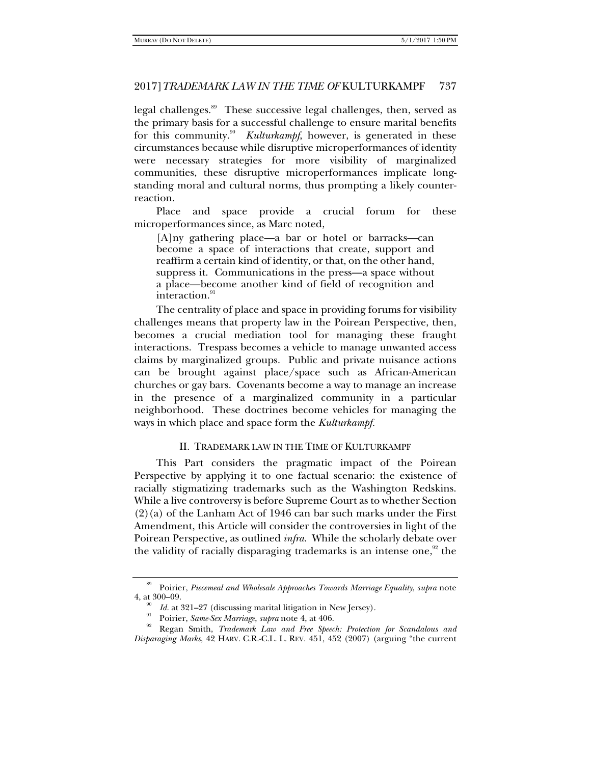legal challenges.[89] These successive legal challenges, then, served as the primary basis for a successful challenge to ensure marital benefits for this community.[90] *Kulturkampf*, however, is generated in these circumstances because while disruptive microperformances of identity were necessary strategies for more visibility of marginalized communities, these disruptive microperformances implicate long-standing moral and cultural norms, thus prompting a likely counter-reaction.

Place and space provide a crucial forum for these microperformances since, as Marc noted,

> [A]ny gathering place—a bar or hotel or barracks—can become a space of interactions that create, support and reaffirm a certain kind of identity, or that, on the other hand, suppress it. Communications in the press—a space without a place—become another kind of field of recognition and interaction.[91]

The centrality of place and space in providing forums for visibility challenges means that property law in the Poirean Perspective, then, becomes a crucial mediation tool for managing these fraught interactions. Trespass becomes a vehicle to manage unwanted access claims by marginalized groups. Public and private nuisance actions can be brought against place/space such as African-American churches or gay bars. Covenants become a way to manage an increase in the presence of a marginalized community in a particular neighborhood. These doctrines become vehicles for managing the ways in which place and space form the *Kulturkampf*.

## II. TRADEMARK LAW IN THE TIME OF KULTURKAMPF

This Part considers the pragmatic impact of the Poirean Perspective by applying it to one factual scenario: the existence of racially stigmatizing trademarks such as the Washington Redskins. While a live controversy is before Supreme Court as to whether Section (2)(a) of the Lanham Act of 1946 can bar such marks under the First Amendment, this Article will consider the controversies in light of the Poirean Perspective, as outlined *infra*. While the scholarly debate over the validity of racially disparaging trademarks is an intense one,[92] the

---

[89] Poirier, *Piecemeal and Wholesale Approaches Towards Marriage Equality*, *supra* note 4, at 300–09.

[90] *Id.* at 321–27 (discussing marital litigation in New Jersey).

[91] Poirier, *Same-Sex Marriage*, *supra* note 4, at 406.

[92] Regan Smith, *Trademark Law and Free Speech: Protection for Scandalous and Disparaging Marks*, 42 HARV. C.R.-C.L. L. REV. 451, 452 (2007) (arguing "the current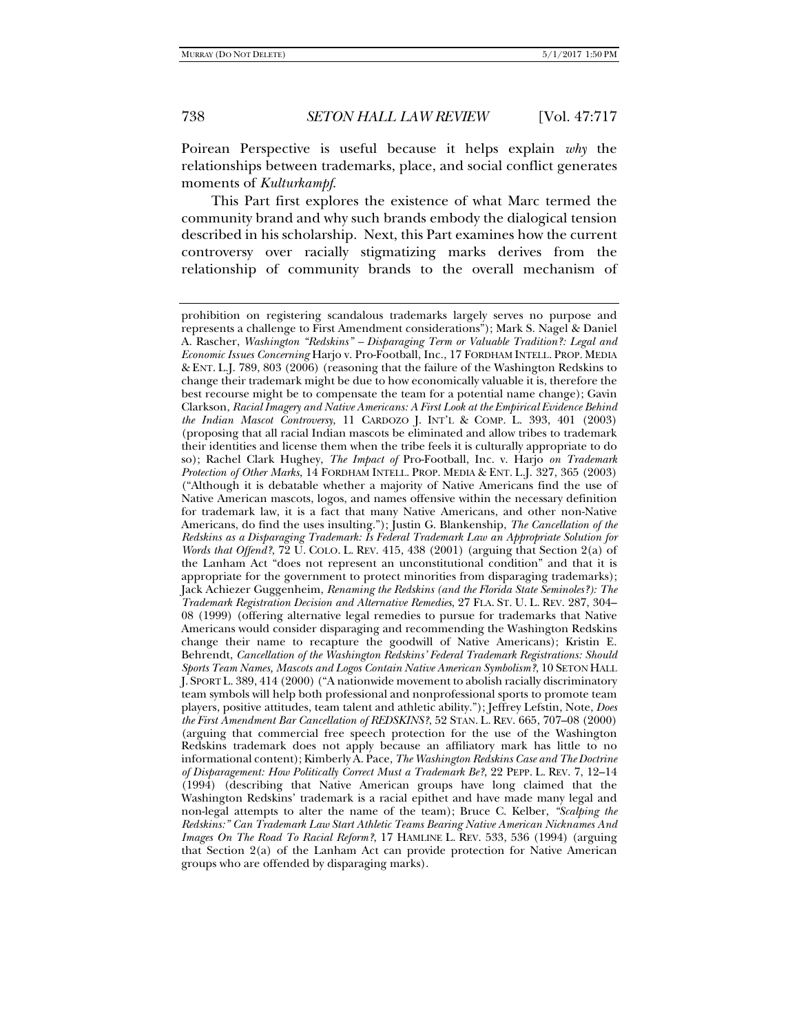Poirean Perspective is useful because it helps explain *why* the relationships between trademarks, place, and social conflict generates moments of *Kulturkampf*.

This Part first explores the existence of what Marc termed the community brand and why such brands embody the dialogical tension described in his scholarship. Next, this Part examines how the current controversy over racially stigmatizing marks derives from the relationship of community brands to the overall mechanism of

---

prohibition on registering scandalous trademarks largely serves no purpose and represents a challenge to First Amendment considerations"); Mark S. Nagel & Daniel A. Rascher, *Washington "Redskins" – Disparaging Term or Valuable Tradition?: Legal and Economic Issues Concerning* Harjo v. Pro-Football, Inc., 17 FORDHAM INTELL. PROP. MEDIA & ENT. L.J. 789, 803 (2006) (reasoning that the failure of the Washington Redskins to change their trademark might be due to how economically valuable it is, therefore the best recourse might be to compensate the team for a potential name change); Gavin Clarkson, *Racial Imagery and Native Americans: A First Look at the Empirical Evidence Behind the Indian Mascot Controversy*, 11 CARDOZO J. INT'L & COMP. L. 393, 401 (2003) (proposing that all racial Indian mascots be eliminated and allow tribes to trademark their identities and license them when the tribe feels it is culturally appropriate to do so); Rachel Clark Hughey, *The Impact of* Pro-Football, Inc. v. Harjo *on Trademark Protection of Other Marks*, 14 FORDHAM INTELL. PROP. MEDIA & ENT. L.J. 327, 365 (2003) ("Although it is debatable whether a majority of Native Americans find the use of Native American mascots, logos, and names offensive within the necessary definition for trademark law, it is a fact that many Native Americans, and other non-Native Americans, do find the uses insulting."); Justin G. Blankenship, *The Cancellation of the Redskins as a Disparaging Trademark: Is Federal Trademark Law an Appropriate Solution for Words that Offend?*, 72 U. COLO. L. REV. 415, 438 (2001) (arguing that Section 2(a) of the Lanham Act "does not represent an unconstitutional condition" and that it is appropriate for the government to protect minorities from disparaging trademarks); Jack Achiezer Guggenheim, *Renaming the Redskins (and the Florida State Seminoles?): The Trademark Registration Decision and Alternative Remedies*, 27 FLA. ST. U. L. REV. 287, 304–08 (1999) (offering alternative legal remedies to pursue for trademarks that Native Americans would consider disparaging and recommending the Washington Redskins change their name to recapture the goodwill of Native Americans); Kristin E. Behrendt, *Cancellation of the Washington Redskins' Federal Trademark Registrations: Should Sports Team Names, Mascots and Logos Contain Native American Symbolism?*, 10 SETON HALL J. SPORT L. 389, 414 (2000) ("A nationwide movement to abolish racially discriminatory team symbols will help both professional and nonprofessional sports to promote team players, positive attitudes, team talent and athletic ability."); Jeffrey Lefstin, Note, *Does the First Amendment Bar Cancellation of REDSKINS?*, 52 STAN. L. REV. 665, 707–08 (2000) (arguing that commercial free speech protection for the use of the Washington Redskins trademark does not apply because an affiliatory mark has little to no informational content); Kimberly A. Pace, *The Washington Redskins Case and The Doctrine of Disparagement: How Politically Correct Must a Trademark Be?*, 22 PEPP. L. REV. 7, 12–14 (1994) (describing that Native American groups have long claimed that the Washington Redskins' trademark is a racial epithet and have made many legal and non-legal attempts to alter the name of the team); Bruce C. Kelber, *"Scalping the Redskins:" Can Trademark Law Start Athletic Teams Bearing Native American Nicknames And Images On The Road To Racial Reform?*, 17 HAMLINE L. REV. 533, 536 (1994) (arguing that Section 2(a) of the Lanham Act can provide protection for Native American groups who are offended by disparaging marks).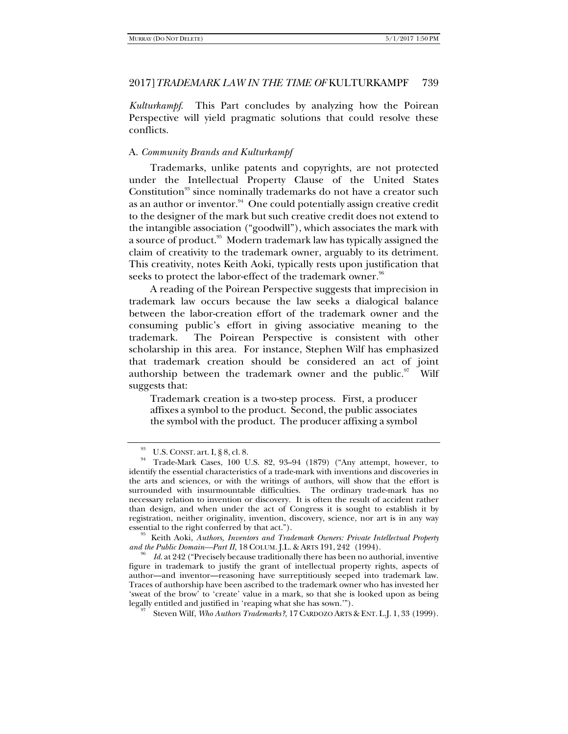*Kulturkampf*. This Part concludes by analyzing how the Poirean Perspective will yield pragmatic solutions that could resolve these conflicts.

## A. *Community Brands and Kulturkampf*

Trademarks, unlike patents and copyrights, are not protected under the Intellectual Property Clause of the United States Constitution[93] since nominally trademarks do not have a creator such as an author or inventor.[94] One could potentially assign creative credit to the designer of the mark but such creative credit does not extend to the intangible association ("goodwill"), which associates the mark with a source of product.[95] Modern trademark law has typically assigned the claim of creativity to the trademark owner, arguably to its detriment. This creativity, notes Keith Aoki, typically rests upon justification that seeks to protect the labor-effect of the trademark owner.[96]

A reading of the Poirean Perspective suggests that imprecision in trademark law occurs because the law seeks a dialogical balance between the labor-creation effort of the trademark owner and the consuming public's effort in giving associative meaning to the trademark. The Poirean Perspective is consistent with other scholarship in this area. For instance, Stephen Wilf has emphasized that trademark creation should be considered an act of joint authorship between the trademark owner and the public.[97] Wilf suggests that:

> Trademark creation is a two-step process. First, a producer affixes a symbol to the product. Second, the public associates the symbol with the product. The producer affixing a symbol

---

[93] U.S. CONST. art. I, § 8, cl. 8.

[94] Trade-Mark Cases, 100 U.S. 82, 93–94 (1879) ("Any attempt, however, to identify the essential characteristics of a trade-mark with inventions and discoveries in the arts and sciences, or with the writings of authors, will show that the effort is surrounded with insurmountable difficulties. The ordinary trade-mark has no necessary relation to invention or discovery. It is often the result of accident rather than design, and when under the act of Congress it is sought to establish it by registration, neither originality, invention, discovery, science, nor art is in any way essential to the right conferred by that act.").

[95] Keith Aoki, *Authors, Inventors and Trademark Owners: Private Intellectual Property and the Public Domain—Part II*, 18 COLUM. J.L. & ARTS 191, 242 (1994).

[96] *Id.* at 242 ("Precisely because traditionally there has been no authorial, inventive figure in trademark to justify the grant of intellectual property rights, aspects of author—and inventor—reasoning have surreptitiously seeped into trademark law. Traces of authorship have been ascribed to the trademark owner who has invested her 'sweat of the brow' to 'create' value in a mark, so that she is looked upon as being legally entitled and justified in 'reaping what she has sown.'").

[97] Steven Wilf, *Who Authors Trademarks?*, 17 CARDOZO ARTS & ENT. L.J. 1, 33 (1999).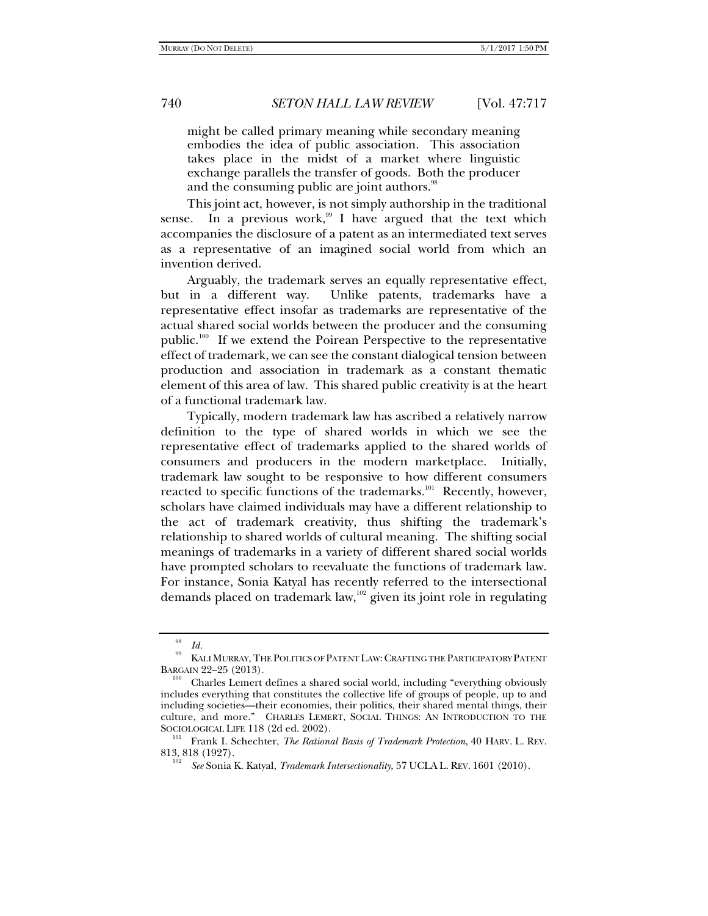> might be called primary meaning while secondary meaning embodies the idea of public association. This association takes place in the midst of a market where linguistic exchange parallels the transfer of goods. Both the producer and the consuming public are joint authors.[98]

This joint act, however, is not simply authorship in the traditional sense. In a previous work,[99] I have argued that the text which accompanies the disclosure of a patent as an intermediated text serves as a representative of an imagined social world from which an invention derived.

Arguably, the trademark serves an equally representative effect, but in a different way. Unlike patents, trademarks have a representative effect insofar as trademarks are representative of the actual shared social worlds between the producer and the consuming public.[100] If we extend the Poirean Perspective to the representative effect of trademark, we can see the constant dialogical tension between production and association in trademark as a constant thematic element of this area of law. This shared public creativity is at the heart of a functional trademark law.

Typically, modern trademark law has ascribed a relatively narrow definition to the type of shared worlds in which we see the representative effect of trademarks applied to the shared worlds of consumers and producers in the modern marketplace. Initially, trademark law sought to be responsive to how different consumers reacted to specific functions of the trademarks.[101] Recently, however, scholars have claimed individuals may have a different relationship to the act of trademark creativity, thus shifting the trademark's relationship to shared worlds of cultural meaning. The shifting social meanings of trademarks in a variety of different shared social worlds have prompted scholars to reevaluate the functions of trademark law. For instance, Sonia Katyal has recently referred to the intersectional demands placed on trademark law,[102] given its joint role in regulating

---

[98] *Id.*

[99] KALI MURRAY, THE POLITICS OF PATENT LAW: CRAFTING THE PARTICIPATORY PATENT BARGAIN 22–25 (2013).

[100] Charles Lemert defines a shared social world, including "everything obviously includes everything that constitutes the collective life of groups of people, up to and including societies—their economies, their politics, their shared mental things, their culture, and more." CHARLES LEMERT, SOCIAL THINGS: AN INTRODUCTION TO THE SOCIOLOGICAL LIFE 118 (2d ed. 2002).

[101] Frank I. Schechter, *The Rational Basis of Trademark Protection*, 40 HARV. L. REV. 813, 818 (1927).

[102] *See* Sonia K. Katyal, *Trademark Intersectionality*, 57 UCLA L. REV. 1601 (2010).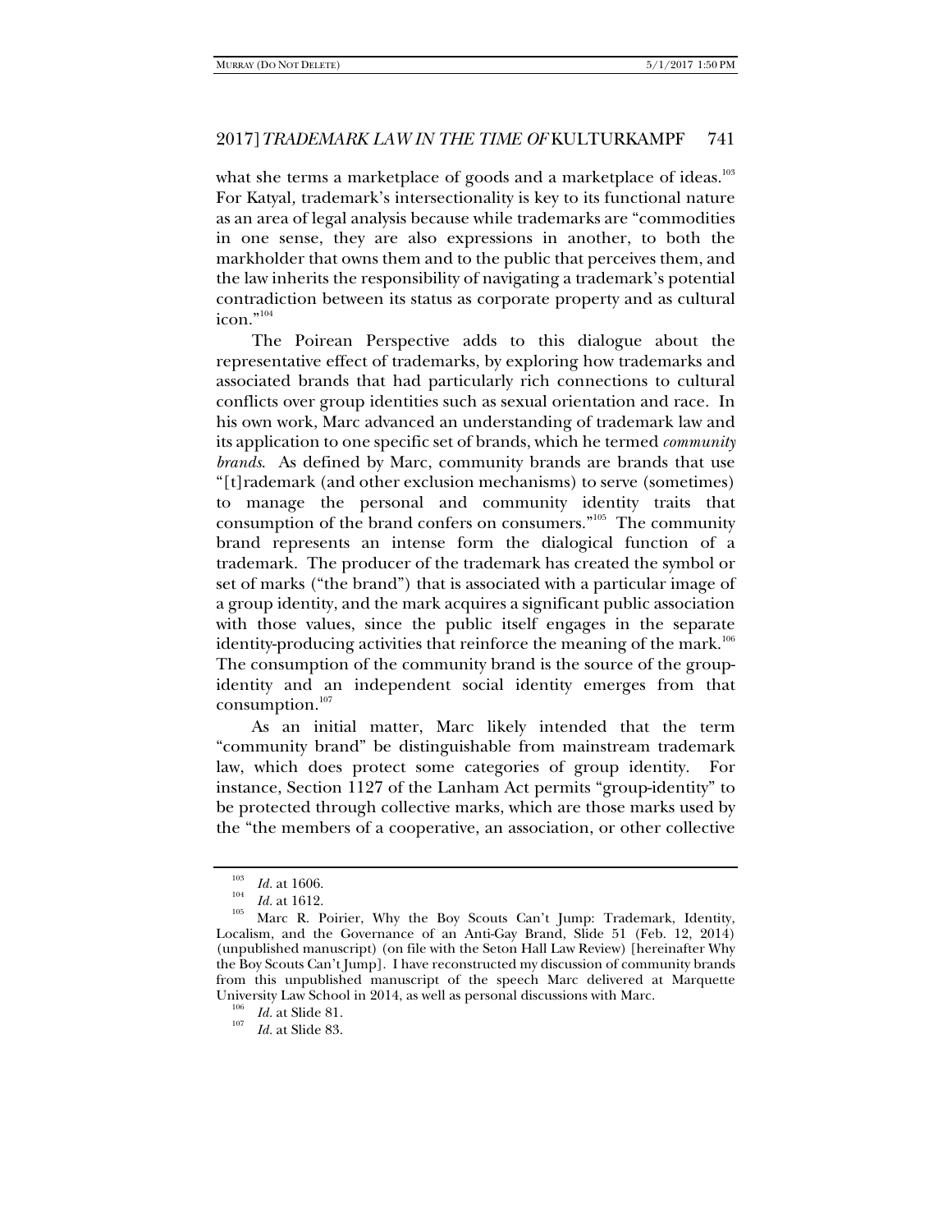what she terms a marketplace of goods and a marketplace of ideas.[103] For Katyal, trademark's intersectionality is key to its functional nature as an area of legal analysis because while trademarks are "commodities in one sense, they are also expressions in another, to both the markholder that owns them and to the public that perceives them, and the law inherits the responsibility of navigating a trademark's potential contradiction between its status as corporate property and as cultural icon."[104]

The Poirean Perspective adds to this dialogue about the representative effect of trademarks, by exploring how trademarks and associated brands that had particularly rich connections to cultural conflicts over group identities such as sexual orientation and race. In his own work, Marc advanced an understanding of trademark law and its application to one specific set of brands, which he termed *community brands*. As defined by Marc, community brands are brands that use "[t]rademark (and other exclusion mechanisms) to serve (sometimes) to manage the personal and community identity traits that consumption of the brand confers on consumers."[105] The community brand represents an intense form the dialogical function of a trademark. The producer of the trademark has created the symbol or set of marks ("the brand") that is associated with a particular image of a group identity, and the mark acquires a significant public association with those values, since the public itself engages in the separate identity-producing activities that reinforce the meaning of the mark.[106] The consumption of the community brand is the source of the group-identity and an independent social identity emerges from that consumption.[107]

As an initial matter, Marc likely intended that the term "community brand" be distinguishable from mainstream trademark law, which does protect some categories of group identity. For instance, Section 1127 of the Lanham Act permits "group-identity" to be protected through collective marks, which are those marks used by the "the members of a cooperative, an association, or other collective

---

[103] *Id.* at 1606.

[104] *Id.* at 1612.

[105] Marc R. Poirier, Why the Boy Scouts Can't Jump: Trademark, Identity, Localism, and the Governance of an Anti-Gay Brand, Slide 51 (Feb. 12, 2014) (unpublished manuscript) (on file with the Seton Hall Law Review) [hereinafter Why the Boy Scouts Can't Jump]. I have reconstructed my discussion of community brands from this unpublished manuscript of the speech Marc delivered at Marquette University Law School in 2014, as well as personal discussions with Marc.

[106] *Id.* at Slide 81.

[107] *Id.* at Slide 83.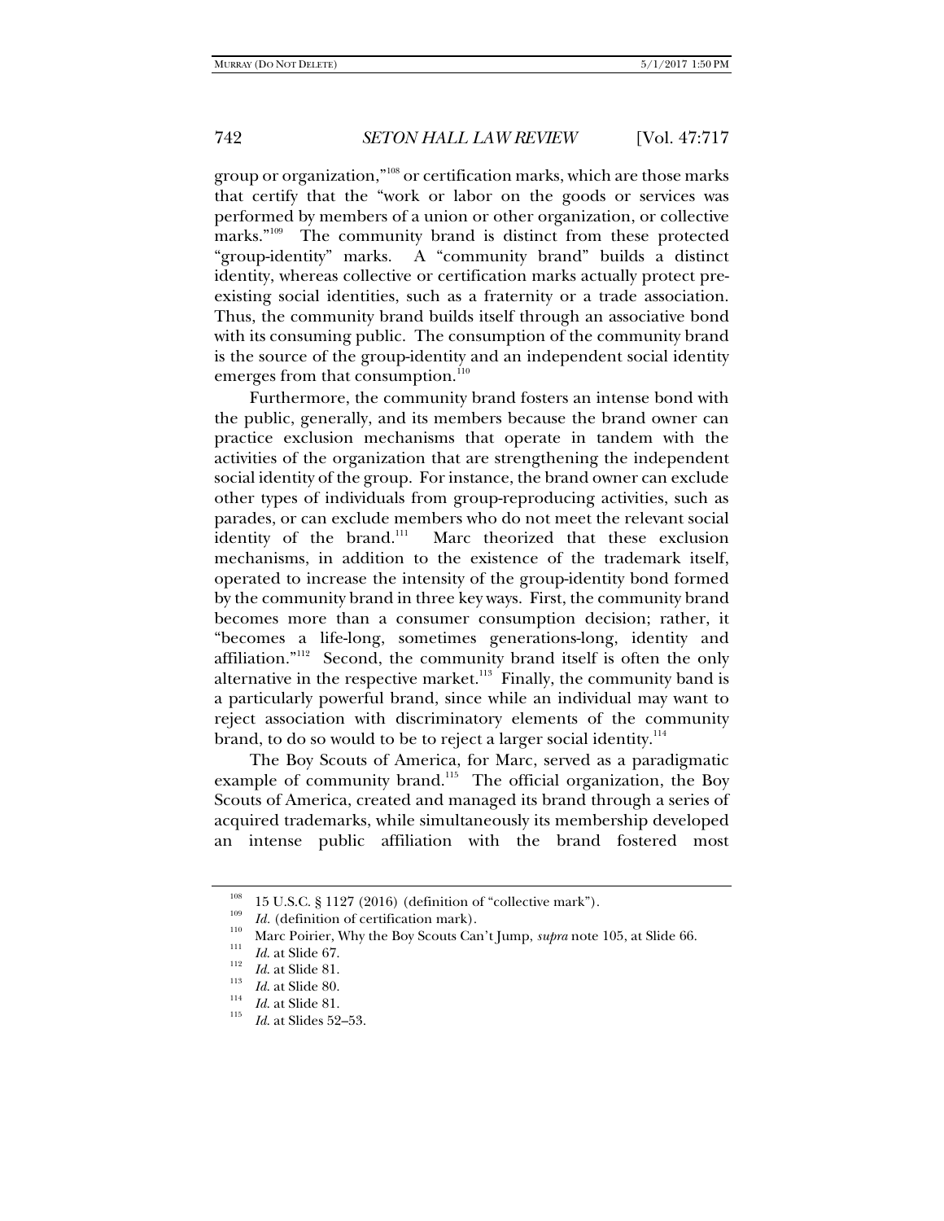group or organization,"[108] or certification marks, which are those marks that certify that the "work or labor on the goods or services was performed by members of a union or other organization, or collective marks."[109] The community brand is distinct from these protected "group-identity" marks. A "community brand" builds a distinct identity, whereas collective or certification marks actually protect pre-existing social identities, such as a fraternity or a trade association. Thus, the community brand builds itself through an associative bond with its consuming public. The consumption of the community brand is the source of the group-identity and an independent social identity emerges from that consumption.[110]

Furthermore, the community brand fosters an intense bond with the public, generally, and its members because the brand owner can practice exclusion mechanisms that operate in tandem with the activities of the organization that are strengthening the independent social identity of the group. For instance, the brand owner can exclude other types of individuals from group-reproducing activities, such as parades, or can exclude members who do not meet the relevant social identity of the brand.[111] Marc theorized that these exclusion mechanisms, in addition to the existence of the trademark itself, operated to increase the intensity of the group-identity bond formed by the community brand in three key ways. First, the community brand becomes more than a consumer consumption decision; rather, it "becomes a life-long, sometimes generations-long, identity and affiliation."[112] Second, the community brand itself is often the only alternative in the respective market.[113] Finally, the community band is a particularly powerful brand, since while an individual may want to reject association with discriminatory elements of the community brand, to do so would to be to reject a larger social identity.[114]

The Boy Scouts of America, for Marc, served as a paradigmatic example of community brand.[115] The official organization, the Boy Scouts of America, created and managed its brand through a series of acquired trademarks, while simultaneously its membership developed an intense public affiliation with the brand fostered most

---

[108] 15 U.S.C. § 1127 (2016) (definition of "collective mark").

[109] *Id.* (definition of certification mark).

[110] Marc Poirier, Why the Boy Scouts Can't Jump, *supra* note 105, at Slide 66.

[111] *Id.* at Slide 67.

[112] *Id.* at Slide 81.

[113] *Id.* at Slide 80.

[114] *Id.* at Slide 81.

[115] *Id.* at Slides 52–53.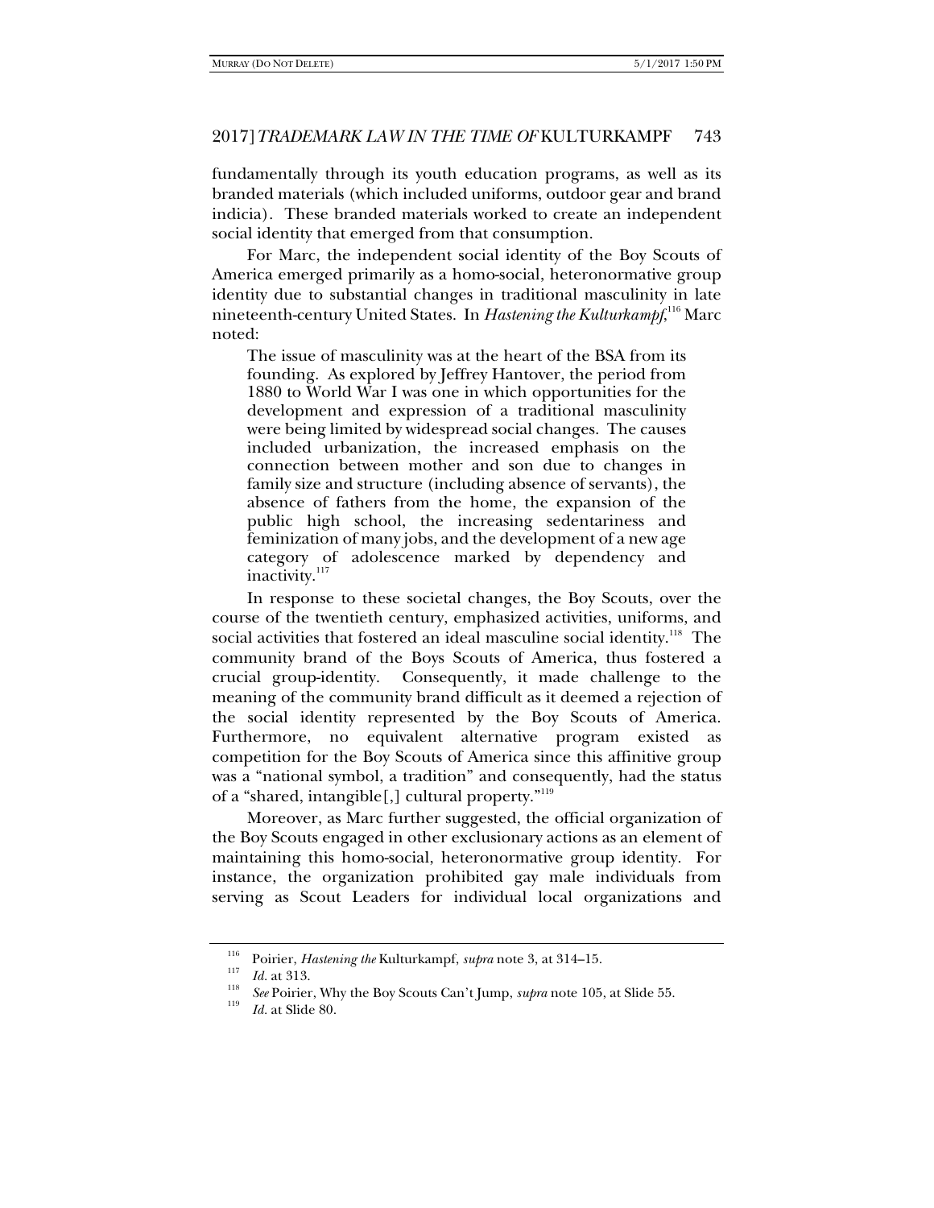fundamentally through its youth education programs, as well as its branded materials (which included uniforms, outdoor gear and brand indicia). These branded materials worked to create an independent social identity that emerged from that consumption.

For Marc, the independent social identity of the Boy Scouts of America emerged primarily as a homo-social, heteronormative group identity due to substantial changes in traditional masculinity in late nineteenth-century United States. In *Hastening the Kulturkampf*,[116] Marc noted:

> The issue of masculinity was at the heart of the BSA from its founding. As explored by Jeffrey Hantover, the period from 1880 to World War I was one in which opportunities for the development and expression of a traditional masculinity were being limited by widespread social changes. The causes included urbanization, the increased emphasis on the connection between mother and son due to changes in family size and structure (including absence of servants), the absence of fathers from the home, the expansion of the public high school, the increasing sedentariness and feminization of many jobs, and the development of a new age category of adolescence marked by dependency and inactivity.[117]

In response to these societal changes, the Boy Scouts, over the course of the twentieth century, emphasized activities, uniforms, and social activities that fostered an ideal masculine social identity.[118] The community brand of the Boys Scouts of America, thus fostered a crucial group-identity. Consequently, it made challenge to the meaning of the community brand difficult as it deemed a rejection of the social identity represented by the Boy Scouts of America. Furthermore, no equivalent alternative program existed as competition for the Boy Scouts of America since this affinitive group was a "national symbol, a tradition" and consequently, had the status of a "shared, intangible[,] cultural property."[119]

Moreover, as Marc further suggested, the official organization of the Boy Scouts engaged in other exclusionary actions as an element of maintaining this homo-social, heteronormative group identity. For instance, the organization prohibited gay male individuals from serving as Scout Leaders for individual local organizations and

---

[116] Poirier, *Hastening the* Kulturkampf, *supra* note 3, at 314–15.

[117] *Id.* at 313.

[118] *See* Poirier, Why the Boy Scouts Can't Jump, *supra* note 105, at Slide 55.

[119] *Id.* at Slide 80.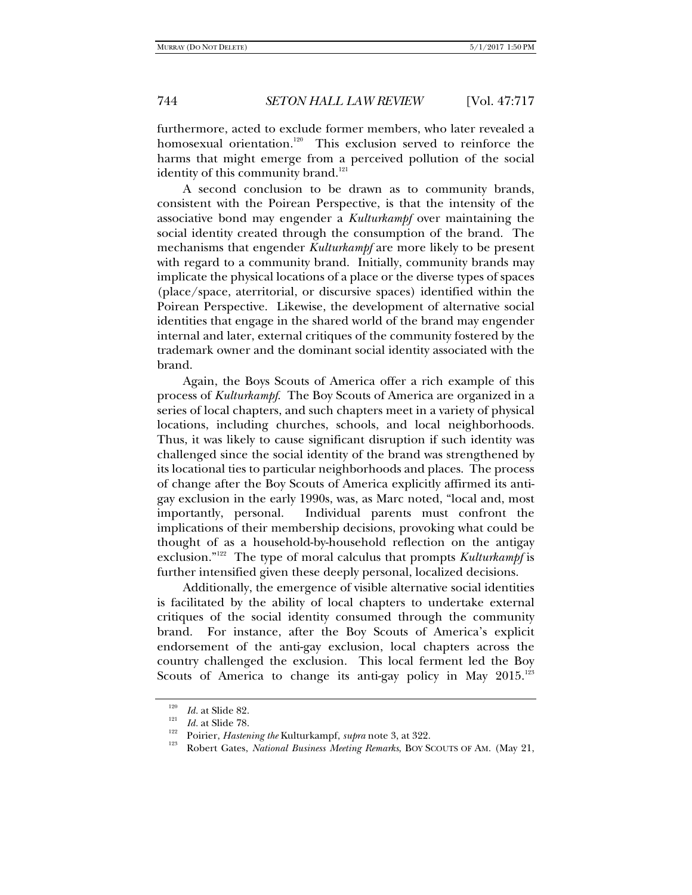furthermore, acted to exclude former members, who later revealed a homosexual orientation.[120] This exclusion served to reinforce the harms that might emerge from a perceived pollution of the social identity of this community brand.[121]

A second conclusion to be drawn as to community brands, consistent with the Poirean Perspective, is that the intensity of the associative bond may engender a *Kulturkampf* over maintaining the social identity created through the consumption of the brand. The mechanisms that engender *Kulturkampf* are more likely to be present with regard to a community brand. Initially, community brands may implicate the physical locations of a place or the diverse types of spaces (place/space, aterritorial, or discursive spaces) identified within the Poirean Perspective. Likewise, the development of alternative social identities that engage in the shared world of the brand may engender internal and later, external critiques of the community fostered by the trademark owner and the dominant social identity associated with the brand.

Again, the Boys Scouts of America offer a rich example of this process of *Kulturkampf*. The Boy Scouts of America are organized in a series of local chapters, and such chapters meet in a variety of physical locations, including churches, schools, and local neighborhoods. Thus, it was likely to cause significant disruption if such identity was challenged since the social identity of the brand was strengthened by its locational ties to particular neighborhoods and places. The process of change after the Boy Scouts of America explicitly affirmed its anti-gay exclusion in the early 1990s, was, as Marc noted, "local and, most importantly, personal. Individual parents must confront the implications of their membership decisions, provoking what could be thought of as a household-by-household reflection on the antigay exclusion."[122] The type of moral calculus that prompts *Kulturkampf* is further intensified given these deeply personal, localized decisions.

Additionally, the emergence of visible alternative social identities is facilitated by the ability of local chapters to undertake external critiques of the social identity consumed through the community brand. For instance, after the Boy Scouts of America's explicit endorsement of the anti-gay exclusion, local chapters across the country challenged the exclusion. This local ferment led the Boy Scouts of America to change its anti-gay policy in May 2015.[123]

---

[120] *Id.* at Slide 82.

[121] *Id.* at Slide 78.

[122] Poirier, *Hastening the* Kulturkampf, *supra* note 3, at 322.

[123] Robert Gates, *National Business Meeting Remarks*, BOY SCOUTS OF AM. (May 21,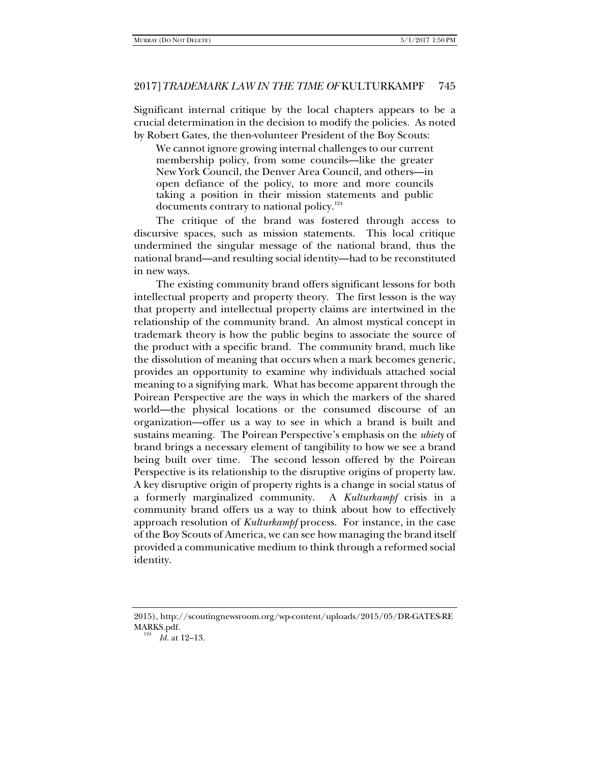Significant internal critique by the local chapters appears to be a crucial determination in the decision to modify the policies. As noted by Robert Gates, the then-volunteer President of the Boy Scouts:

> We cannot ignore growing internal challenges to our current membership policy, from some councils—like the greater New York Council, the Denver Area Council, and others—in open defiance of the policy, to more and more councils taking a position in their mission statements and public documents contrary to national policy.[124]

The critique of the brand was fostered through access to discursive spaces, such as mission statements. This local critique undermined the singular message of the national brand, thus the national brand—and resulting social identity—had to be reconstituted in new ways.

The existing community brand offers significant lessons for both intellectual property and property theory. The first lesson is the way that property and intellectual property claims are intertwined in the relationship of the community brand. An almost mystical concept in trademark theory is how the public begins to associate the source of the product with a specific brand. The community brand, much like the dissolution of meaning that occurs when a mark becomes generic, provides an opportunity to examine why individuals attached social meaning to a signifying mark. What has become apparent through the Poirean Perspective are the ways in which the markers of the shared world—the physical locations or the consumed discourse of an organization—offer us a way to see in which a brand is built and sustains meaning. The Poirean Perspective's emphasis on the *ubiety* of brand brings a necessary element of tangibility to how we see a brand being built over time. The second lesson offered by the Poirean Perspective is its relationship to the disruptive origins of property law. A key disruptive origin of property rights is a change in social status of a formerly marginalized community. A *Kulturkampf* crisis in a community brand offers us a way to think about how to effectively approach resolution of *Kulturkampf* process. For instance, in the case of the Boy Scouts of America, we can see how managing the brand itself provided a communicative medium to think through a reformed social identity.

---

2015), http://scoutingnewsroom.org/wp-content/uploads/2015/05/DR-GATES-REMARKS.pdf.

[124] *Id.* at 12–13.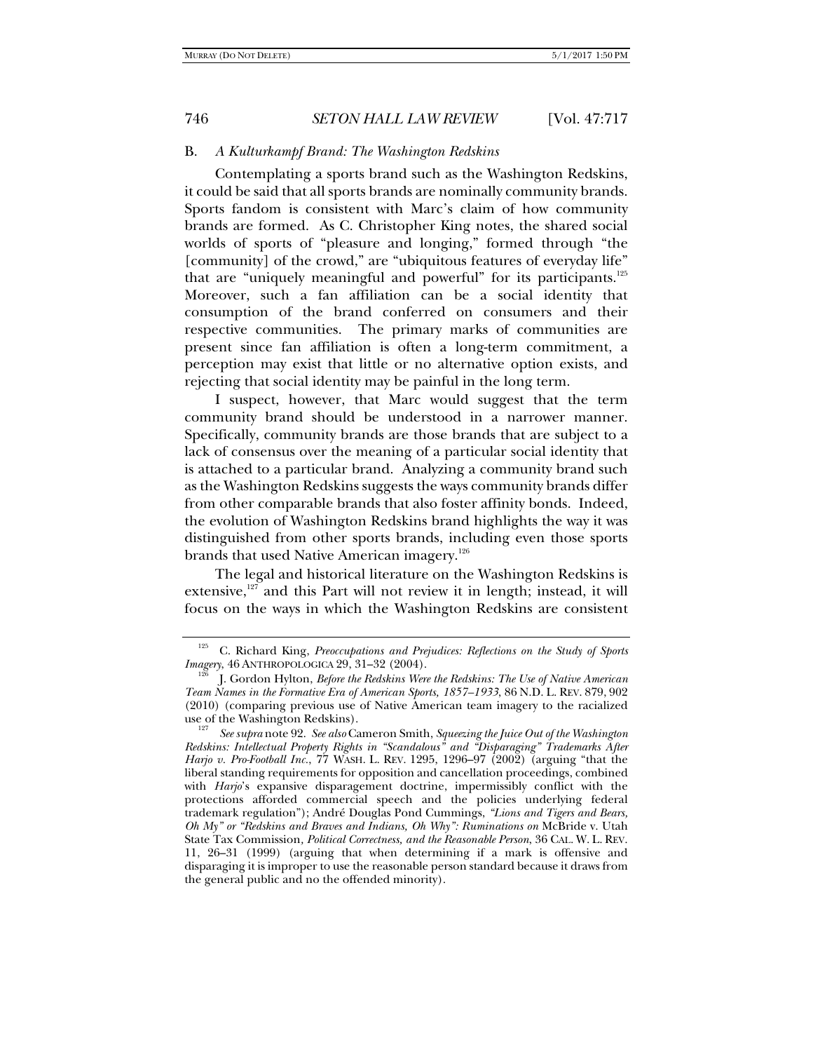### B. *A Kulturkampf Brand: The Washington Redskins*

Contemplating a sports brand such as the Washington Redskins, it could be said that all sports brands are nominally community brands. Sports fandom is consistent with Marc's claim of how community brands are formed. As C. Christopher King notes, the shared social worlds of sports of "pleasure and longing," formed through "the [community] of the crowd," are "ubiquitous features of everyday life" that are "uniquely meaningful and powerful" for its participants.[125] Moreover, such a fan affiliation can be a social identity that consumption of the brand conferred on consumers and their respective communities. The primary marks of communities are present since fan affiliation is often a long-term commitment, a perception may exist that little or no alternative option exists, and rejecting that social identity may be painful in the long term.

I suspect, however, that Marc would suggest that the term community brand should be understood in a narrower manner. Specifically, community brands are those brands that are subject to a lack of consensus over the meaning of a particular social identity that is attached to a particular brand. Analyzing a community brand such as the Washington Redskins suggests the ways community brands differ from other comparable brands that also foster affinity bonds. Indeed, the evolution of Washington Redskins brand highlights the way it was distinguished from other sports brands, including even those sports brands that used Native American imagery.[126]

The legal and historical literature on the Washington Redskins is extensive,[127] and this Part will not review it in length; instead, it will focus on the ways in which the Washington Redskins are consistent

---

[125] C. Richard King, *Preoccupations and Prejudices: Reflections on the Study of Sports Imagery*, 46 ANTHROPOLOGICA 29, 31–32 (2004).

[126] J. Gordon Hylton, *Before the Redskins Were the Redskins: The Use of Native American Team Names in the Formative Era of American Sports, 1857–1933*, 86 N.D. L. REV. 879, 902 (2010) (comparing previous use of Native American team imagery to the racialized use of the Washington Redskins).

[127] *See supra* note 92. *See also* Cameron Smith, *Squeezing the Juice Out of the Washington Redskins: Intellectual Property Rights in "Scandalous" and "Disparaging" Trademarks After Harjo v. Pro-Football Inc.*, 77 WASH. L. REV. 1295, 1296–97 (2002) (arguing "that the liberal standing requirements for opposition and cancellation proceedings, combined with *Harjo*'s expansive disparagement doctrine, impermissibly conflict with the protections afforded commercial speech and the policies underlying federal trademark regulation"); André Douglas Pond Cummings, *"Lions and Tigers and Bears, Oh My" or "Redskins and Braves and Indians, Oh Why": Ruminations on* McBride v. Utah State Tax Commission*, Political Correctness, and the Reasonable Person*, 36 CAL. W. L. REV. 11, 26–31 (1999) (arguing that when determining if a mark is offensive and disparaging it is improper to use the reasonable person standard because it draws from the general public and no the offended minority).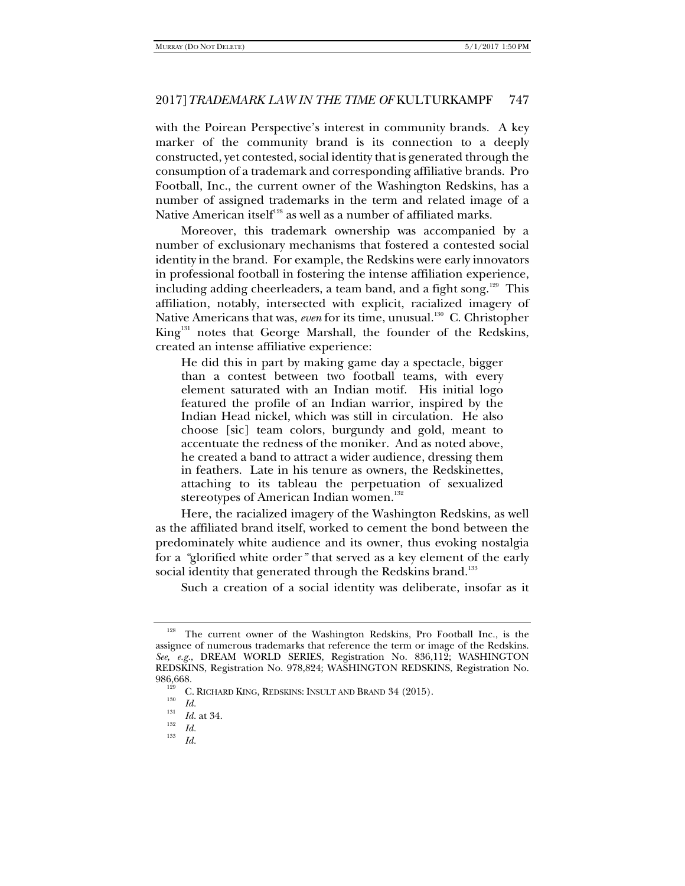with the Poirean Perspective's interest in community brands. A key marker of the community brand is its connection to a deeply constructed, yet contested, social identity that is generated through the consumption of a trademark and corresponding affiliative brands. Pro Football, Inc., the current owner of the Washington Redskins, has a number of assigned trademarks in the term and related image of a Native American itself[128] as well as a number of affiliated marks.

Moreover, this trademark ownership was accompanied by a number of exclusionary mechanisms that fostered a contested social identity in the brand. For example, the Redskins were early innovators in professional football in fostering the intense affiliation experience, including adding cheerleaders, a team band, and a fight song.[129] This affiliation, notably, intersected with explicit, racialized imagery of Native Americans that was, *even* for its time, unusual.[130] C. Christopher King[131] notes that George Marshall, the founder of the Redskins, created an intense affiliative experience:

> He did this in part by making game day a spectacle, bigger than a contest between two football teams, with every element saturated with an Indian motif. His initial logo featured the profile of an Indian warrior, inspired by the Indian Head nickel, which was still in circulation. He also choose [sic] team colors, burgundy and gold, meant to accentuate the redness of the moniker. And as noted above, he created a band to attract a wider audience, dressing them in feathers. Late in his tenure as owners, the Redskinettes, attaching to its tableau the perpetuation of sexualized stereotypes of American Indian women.[132]

Here, the racialized imagery of the Washington Redskins, as well as the affiliated brand itself, worked to cement the bond between the predominately white audience and its owner, thus evoking nostalgia for a *"*glorified white order*"* that served as a key element of the early social identity that generated through the Redskins brand.[133]

Such a creation of a social identity was deliberate, insofar as it

---

[128] The current owner of the Washington Redskins, Pro Football Inc., is the assignee of numerous trademarks that reference the term or image of the Redskins. *See, e.g.*, DREAM WORLD SERIES, Registration No. 836,112; WASHINGTON REDSKINS, Registration No. 978,824; WASHINGTON REDSKINS, Registration No. 986,668.

[129] C. RICHARD KING, REDSKINS: INSULT AND BRAND 34 (2015).

[130] *Id.*

[131] *Id.* at 34.

[132] *Id.*

[133] *Id.*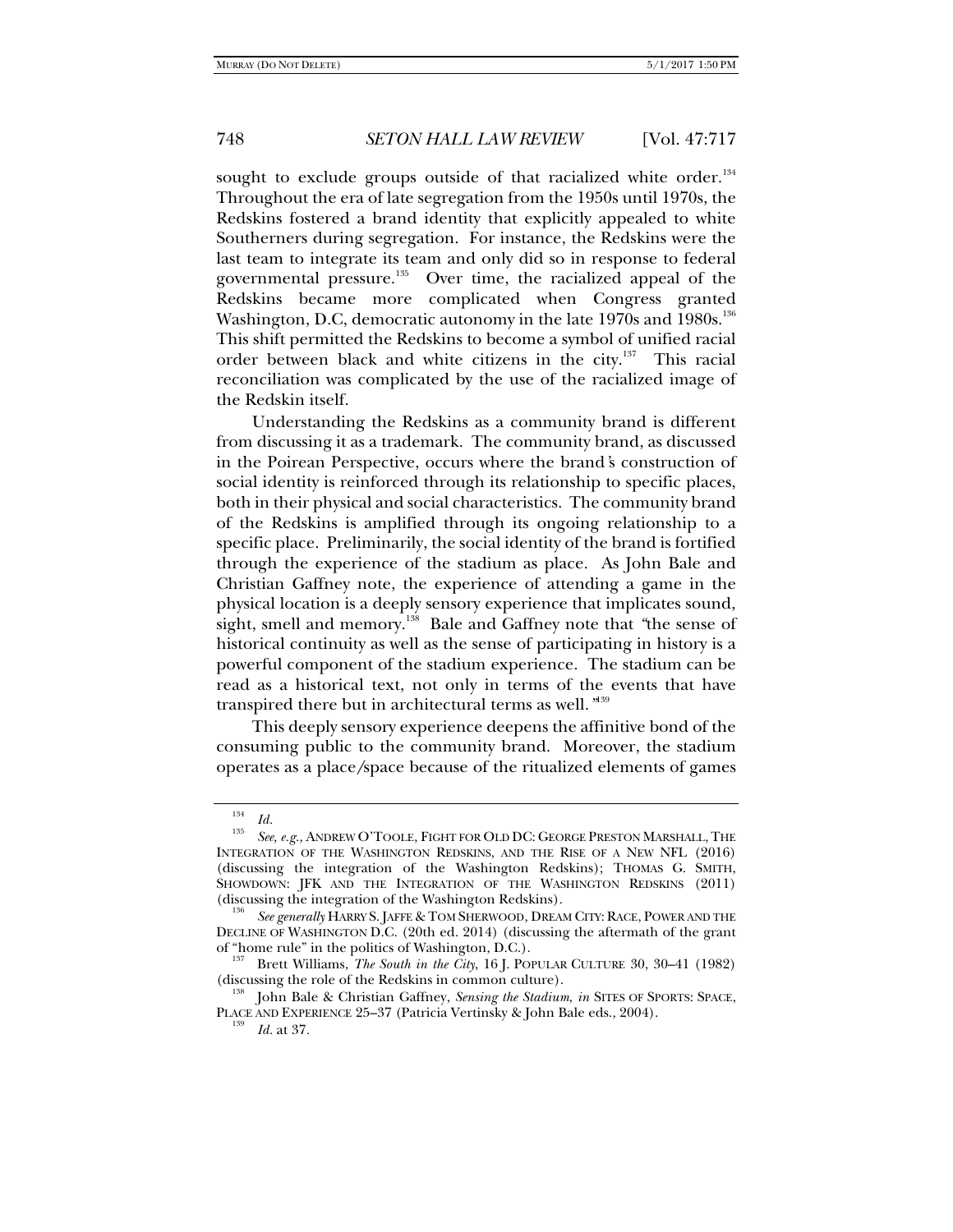sought to exclude groups outside of that racialized white order.[134] Throughout the era of late segregation from the 1950s until 1970s, the Redskins fostered a brand identity that explicitly appealed to white Southerners during segregation. For instance, the Redskins were the last team to integrate its team and only did so in response to federal governmental pressure.[135] Over time, the racialized appeal of the Redskins became more complicated when Congress granted Washington, D.C, democratic autonomy in the late 1970s and 1980s.[136] This shift permitted the Redskins to become a symbol of unified racial order between black and white citizens in the city.[137] This racial reconciliation was complicated by the use of the racialized image of the Redskin itself.

Understanding the Redskins as a community brand is different from discussing it as a trademark. The community brand, as discussed in the Poirean Perspective, occurs where the brand's construction of social identity is reinforced through its relationship to specific places, both in their physical and social characteristics. The community brand of the Redskins is amplified through its ongoing relationship to a specific place. Preliminarily, the social identity of the brand is fortified through the experience of the stadium as place. As John Bale and Christian Gaffney note, the experience of attending a game in the physical location is a deeply sensory experience that implicates sound, sight, smell and memory.[138] Bale and Gaffney note that "the sense of historical continuity as well as the sense of participating in history is a powerful component of the stadium experience. The stadium can be read as a historical text, not only in terms of the events that have transpired there but in architectural terms as well."[139]

This deeply sensory experience deepens the affinitive bond of the consuming public to the community brand. Moreover, the stadium operates as a place/space because of the ritualized elements of games

---

[134] *Id.*

[135] *See, e.g.*, ANDREW O'TOOLE, FIGHT FOR OLD DC: GEORGE PRESTON MARSHALL, THE INTEGRATION OF THE WASHINGTON REDSKINS, AND THE RISE OF A NEW NFL (2016) (discussing the integration of the Washington Redskins); THOMAS G. SMITH, SHOWDOWN: JFK AND THE INTEGRATION OF THE WASHINGTON REDSKINS (2011) (discussing the integration of the Washington Redskins).

[136] *See generally* HARRY S. JAFFE & TOM SHERWOOD, DREAM CITY: RACE, POWER AND THE DECLINE OF WASHINGTON D.C. (20th ed. 2014) (discussing the aftermath of the grant of "home rule" in the politics of Washington, D.C.).

[137] Brett Williams, *The South in the City*, 16 J. POPULAR CULTURE 30, 30–41 (1982) (discussing the role of the Redskins in common culture).

[138] John Bale & Christian Gaffney, *Sensing the Stadium*, *in* SITES OF SPORTS: SPACE, PLACE AND EXPERIENCE 25–37 (Patricia Vertinsky & John Bale eds., 2004).

[139] *Id.* at 37.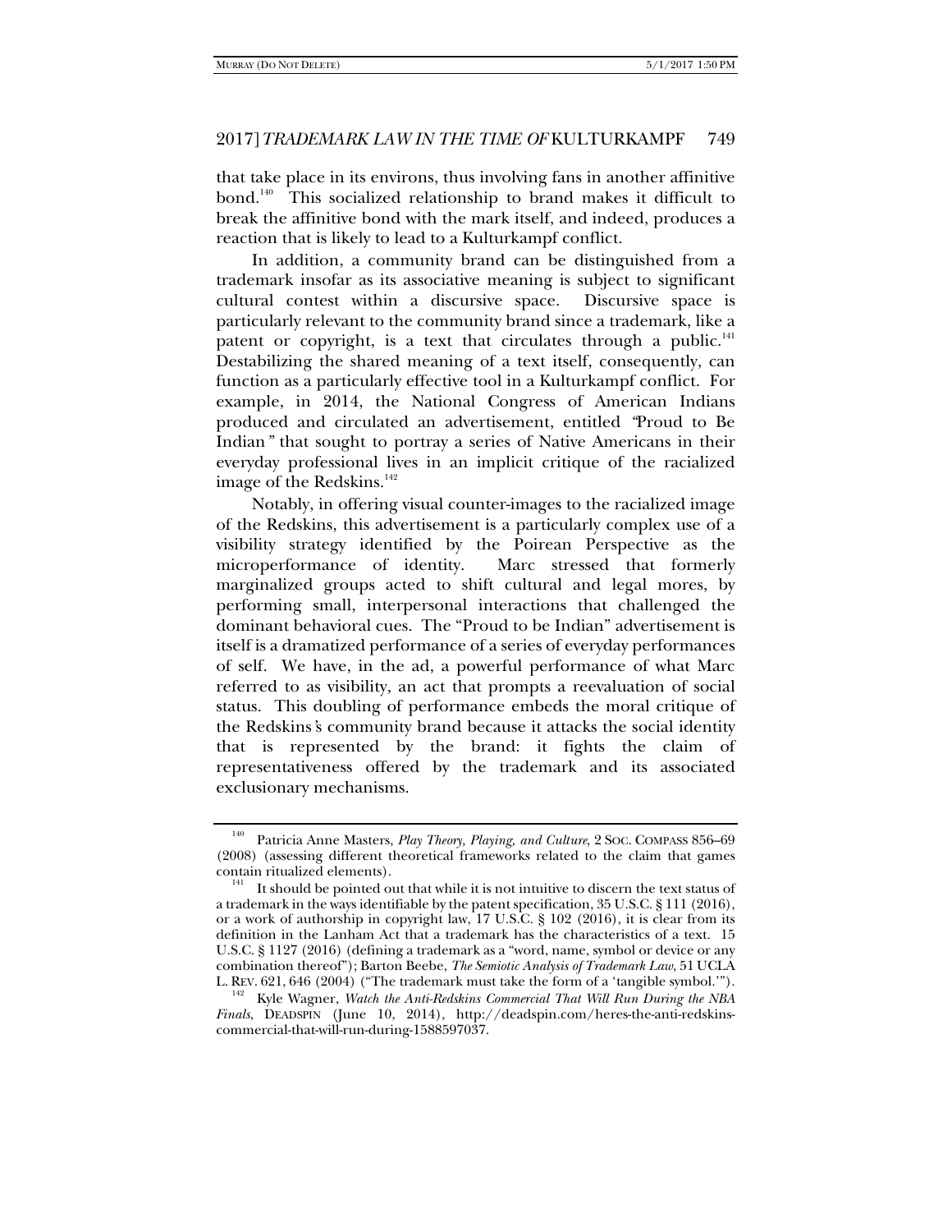that take place in its environs, thus involving fans in another affinitive bond.[140] This socialized relationship to brand makes it difficult to break the affinitive bond with the mark itself, and indeed, produces a reaction that is likely to lead to a Kulturkampf conflict.

In addition, a community brand can be distinguished from a trademark insofar as its associative meaning is subject to significant cultural contest within a discursive space. Discursive space is particularly relevant to the community brand since a trademark, like a patent or copyright, is a text that circulates through a public.[141] Destabilizing the shared meaning of a text itself, consequently, can function as a particularly effective tool in a Kulturkampf conflict. For example, in 2014, the National Congress of American Indians produced and circulated an advertisement, entitled *"Proud to Be Indian"* that sought to portray a series of Native Americans in their everyday professional lives in an implicit critique of the racialized image of the Redskins.[142]

Notably, in offering visual counter-images to the racialized image of the Redskins, this advertisement is a particularly complex use of a visibility strategy identified by the Poirean Perspective as the microperformance of identity. Marc stressed that formerly marginalized groups acted to shift cultural and legal mores, by performing small, interpersonal interactions that challenged the dominant behavioral cues. The "Proud to be Indian" advertisement is itself is a dramatized performance of a series of everyday performances of self. We have, in the ad, a powerful performance of what Marc referred to as visibility, an act that prompts a reevaluation of social status. This doubling of performance embeds the moral critique of the Redskins*'s* community brand because it attacks the social identity that is represented by the brand: it fights the claim of representativeness offered by the trademark and its associated exclusionary mechanisms.

---

[140] Patricia Anne Masters, *Play Theory, Playing, and Culture*, 2 SOC. COMPASS 856–69 (2008) (assessing different theoretical frameworks related to the claim that games contain ritualized elements).

[141] It should be pointed out that while it is not intuitive to discern the text status of a trademark in the ways identifiable by the patent specification, 35 U.S.C. § 111 (2016), or a work of authorship in copyright law, 17 U.S.C. § 102 (2016), it is clear from its definition in the Lanham Act that a trademark has the characteristics of a text. 15 U.S.C. § 1127 (2016) (defining a trademark as a "word, name, symbol or device or any combination thereof"); Barton Beebe, *The Semiotic Analysis of Trademark Law*, 51 UCLA L. REV. 621, 646 (2004) ("The trademark must take the form of a 'tangible symbol.'").

[142] Kyle Wagner, *Watch the Anti-Redskins Commercial That Will Run During the NBA Finals*, DEADSPIN (June 10, 2014), http://deadspin.com/heres-the-anti-redskins-commercial-that-will-run-during-1588597037.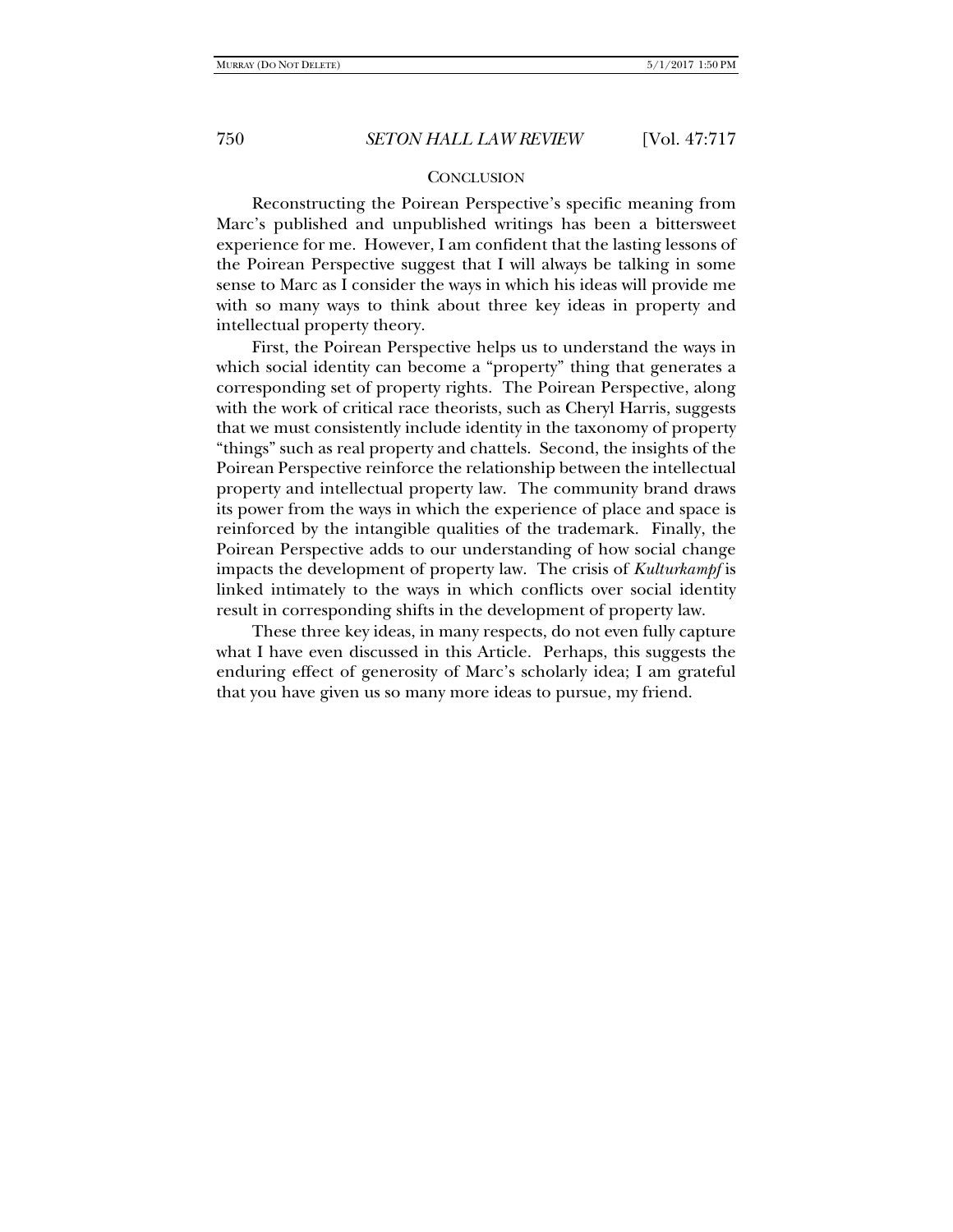## CONCLUSION

Reconstructing the Poirean Perspective's specific meaning from Marc's published and unpublished writings has been a bittersweet experience for me. However, I am confident that the lasting lessons of the Poirean Perspective suggest that I will always be talking in some sense to Marc as I consider the ways in which his ideas will provide me with so many ways to think about three key ideas in property and intellectual property theory.

First, the Poirean Perspective helps us to understand the ways in which social identity can become a "property" thing that generates a corresponding set of property rights. The Poirean Perspective, along with the work of critical race theorists, such as Cheryl Harris, suggests that we must consistently include identity in the taxonomy of property "things" such as real property and chattels. Second, the insights of the Poirean Perspective reinforce the relationship between the intellectual property and intellectual property law. The community brand draws its power from the ways in which the experience of place and space is reinforced by the intangible qualities of the trademark. Finally, the Poirean Perspective adds to our understanding of how social change impacts the development of property law. The crisis of *Kulturkampf* is linked intimately to the ways in which conflicts over social identity result in corresponding shifts in the development of property law.

These three key ideas, in many respects, do not even fully capture what I have even discussed in this Article. Perhaps, this suggests the enduring effect of generosity of Marc's scholarly idea; I am grateful that you have given us so many more ideas to pursue, my friend.